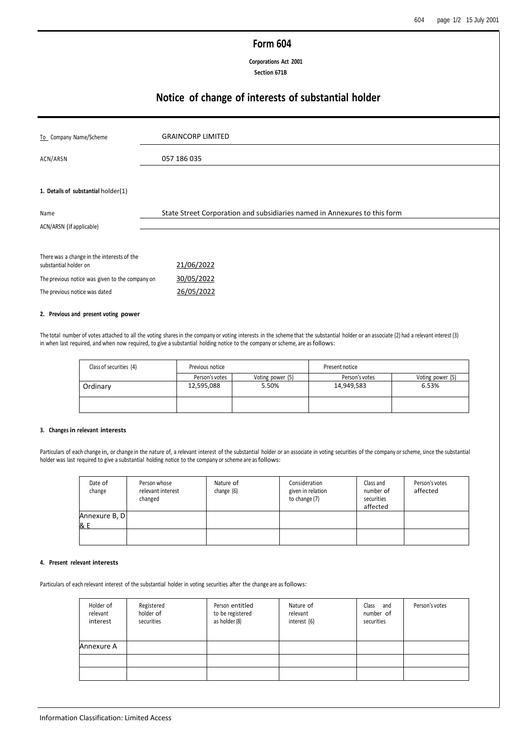# Form 604

**Corporations Act 2001**
**Section 671B**

## Notice of change of interests of substantial holder

| | |
|---|---|
| To Company Name/Scheme | GRAINCORP LIMITED |
| ACN/ARSN | 057 186 035 |

**1. Details of substantial holder(1)**

| | |
|---|---|
| Name | State Street Corporation and subsidiaries named in Annexures to this form |
| ACN/ARSN (if applicable) | |

| | |
|---|---|
| There was a change in the interests of the substantial holder on | 21/06/2022 |
| The previous notice was given to the company on | 30/05/2022 |
| The previous notice was dated | 26/05/2022 |

**2. Previous and present voting power**

The total number of votes attached to all the voting shares in the company or voting interests in the scheme that the substantial holder or an associate (2) had a relevant interest (3) in when last required, and when now required, to give a substantial holding notice to the company or scheme, are as follows:

| Class of securities (4) | Previous notice | | Present notice | |
|---|---|---|---|---|
| | Person's votes | Voting power (5) | Person's votes | Voting power (5) |
| Ordinary | 12,595,088 | 5.50% | 14,949,583 | 6.53% |
| | | | | |

**3. Changes in relevant interests**

Particulars of each change in, or change in the nature of, a relevant interest of the substantial holder or an associate in voting securities of the company or scheme, since the substantial holder was last required to give a substantial holding notice to the company or scheme are as follows:

| Date of change | Person whose relevant interest changed | Nature of change (6) | Consideration given in relation to change (7) | Class and number of securities affected | Person's votes affected |
|---|---|---|---|---|---|
| Annexure B, D & E | | | | | |
| | | | | | |

**4. Present relevant interests**

Particulars of each relevant interest of the substantial holder in voting securities after the change are as follows:

| Holder of relevant interest | Registered holder of securities | Person entitled to be registered as holder (8) | Nature of relevant interest (6) | Class and number of securities | Person's votes |
|---|---|---|---|---|---|
| Annexure A | | | | | |
| | | | | | |
| | | | | | |

Information Classification: Limited Access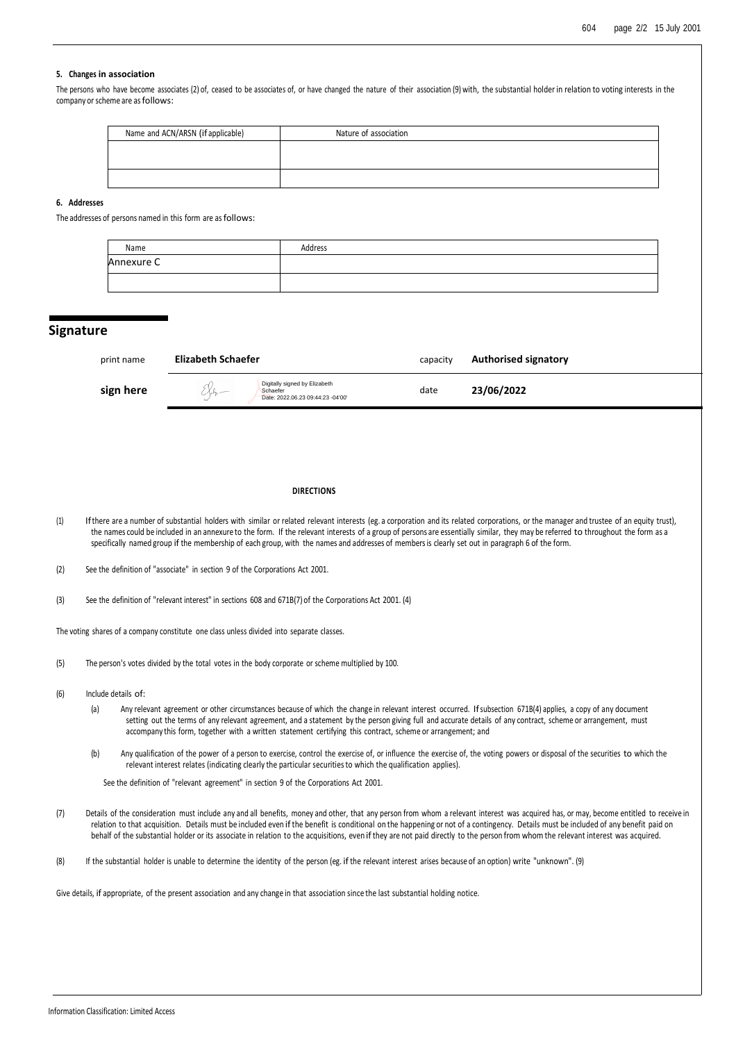### 5. Changes in association

The persons who have become associates (2) of, ceased to be associates of, or have changed the nature of their association (9) with, the substantial holder in relation to voting interests in the company or scheme are as follows:

| Name and ACN/ARSN (if applicable) | Nature of association |
|---|---|
| | |
| | |

### 6. Addresses

The addresses of persons named in this form are as follows:

| Name | Address |
|---|---|
| Annexure C | |
| | |

## Signature

| print name | **Elizabeth Schaefer** | capacity | **Authorised signatory** |
|---|---|---|---|
| **sign here** | Digitally signed by Elizabeth Schaefer Date: 2022.06.23 09:44:23 -04'00' | date | **23/06/2022** |

**DIRECTIONS**

(1) If there are a number of substantial holders with similar or related relevant interests (eg. a corporation and its related corporations, or the manager and trustee of an equity trust), the names could be included in an annexure to the form. If the relevant interests of a group of persons are essentially similar, they may be referred to throughout the form as a specifically named group if the membership of each group, with the names and addresses of members is clearly set out in paragraph 6 of the form.

(2) See the definition of "associate" in section 9 of the Corporations Act 2001.

(3) See the definition of "relevant interest" in sections 608 and 671B(7) of the Corporations Act 2001. (4)

The voting shares of a company constitute one class unless divided into separate classes.

(5) The person's votes divided by the total votes in the body corporate or scheme multiplied by 100.

(6) Include details of:

(a) Any relevant agreement or other circumstances because of which the change in relevant interest occurred. If subsection 671B(4) applies, a copy of any document setting out the terms of any relevant agreement, and a statement by the person giving full and accurate details of any contract, scheme or arrangement, must accompany this form, together with a written statement certifying this contract, scheme or arrangement; and

(b) Any qualification of the power of a person to exercise, control the exercise of, or influence the exercise of, the voting powers or disposal of the securities to which the relevant interest relates (indicating clearly the particular securities to which the qualification applies).

See the definition of "relevant agreement" in section 9 of the Corporations Act 2001.

(7) Details of the consideration must include any and all benefits, money and other, that any person from whom a relevant interest was acquired has, or may, become entitled to receive in relation to that acquisition. Details must be included even if the benefit is conditional on the happening or not of a contingency. Details must be included of any benefit paid on behalf of the substantial holder or its associate in relation to the acquisitions, even if they are not paid directly to the person from whom the relevant interest was acquired.

(8) If the substantial holder is unable to determine the identity of the person (eg. if the relevant interest arises because of an option) write "unknown". (9)

Give details, if appropriate, of the present association and any change in that association since the last substantial holding notice.

Information Classification: Limited Access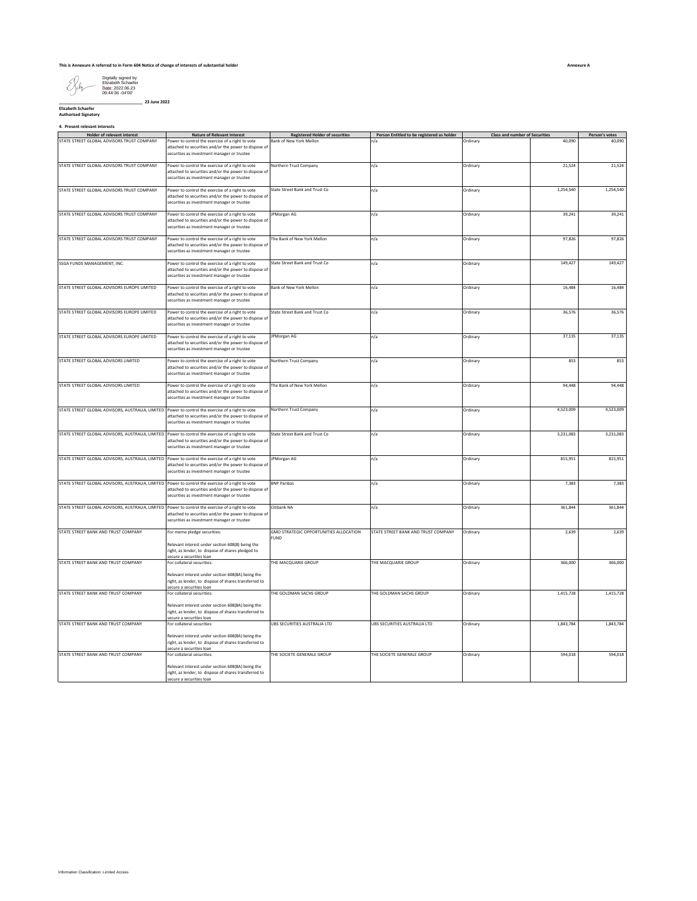This is Annexure A referred to in Form 604 Notice of change of interests of substantial holder

**Annexure A**

Digitally signed by Elizabeth Schaefer
Date: 2022.06.23 09:44:36 -04'00'

_______________________________ **23 June 2022**

**Elizabeth Schaefer**
**Authorised Signatory**

**4. Present relevant interests**

| Holder of relevant interest | Nature of Relevant Interest | Registered Holder of securities | Person Entitled to be registered as holder | Class and number of Securities | | Person's votes |
|---|---|---|---|---|---|---|
| STATE STREET GLOBAL ADVISORS TRUST COMPANY | Power to control the exercise of a right to vote attached to securities and/or the power to dispose of securities as investment manager or trustee | Bank of New York Mellon | n/a | Ordinary | 40,090 | 40,090 |
| STATE STREET GLOBAL ADVISORS TRUST COMPANY | Power to control the exercise of a right to vote attached to securities and/or the power to dispose of securities as investment manager or trustee | Northern Trust Company | n/a | Ordinary | 21,524 | 21,524 |
| STATE STREET GLOBAL ADVISORS TRUST COMPANY | Power to control the exercise of a right to vote attached to securities and/or the power to dispose of securities as investment manager or trustee | State Street Bank and Trust Co | n/a | Ordinary | 1,254,540 | 1,254,540 |
| STATE STREET GLOBAL ADVISORS TRUST COMPANY | Power to control the exercise of a right to vote attached to securities and/or the power to dispose of securities as investment manager or trustee | JPMorgan AG | n/a | Ordinary | 39,241 | 39,241 |
| STATE STREET GLOBAL ADVISORS TRUST COMPANY | Power to control the exercise of a right to vote attached to securities and/or the power to dispose of securities as investment manager or trustee | The Bank of New York Mellon | n/a | Ordinary | 97,826 | 97,826 |
| SSGA FUNDS MANAGEMENT, INC. | Power to control the exercise of a right to vote attached to securities and/or the power to dispose of securities as investment manager or trustee | State Street Bank and Trust Co | n/a | Ordinary | 149,427 | 149,427 |
| STATE STREET GLOBAL ADVISORS EUROPE LIMITED | Power to control the exercise of a right to vote attached to securities and/or the power to dispose of securities as investment manager or trustee | Bank of New York Mellon | n/a | Ordinary | 16,484 | 16,484 |
| STATE STREET GLOBAL ADVISORS EUROPE LIMITED | Power to control the exercise of a right to vote attached to securities and/or the power to dispose of securities as investment manager or trustee | State Street Bank and Trust Co | n/a | Ordinary | 36,576 | 36,576 |
| STATE STREET GLOBAL ADVISORS EUROPE LIMITED | Power to control the exercise of a right to vote attached to securities and/or the power to dispose of securities as investment manager or trustee | JPMorgan AG | n/a | Ordinary | 37,135 | 37,135 |
| STATE STREET GLOBAL ADVISORS LIMITED | Power to control the exercise of a right to vote attached to securities and/or the power to dispose of securities as investment manager or trustee | Northern Trust Company | n/a | Ordinary | 853 | 853 |
| STATE STREET GLOBAL ADVISORS LIMITED | Power to control the exercise of a right to vote attached to securities and/or the power to dispose of securities as investment manager or trustee | The Bank of New York Mellon | n/a | Ordinary | 94,448 | 94,448 |
| STATE STREET GLOBAL ADVISORS, AUSTRALIA, LIMITED | Power to control the exercise of a right to vote attached to securities and/or the power to dispose of securities as investment manager or trustee | Northern Trust Company | n/a | Ordinary | 4,523,009 | 4,523,009 |
| STATE STREET GLOBAL ADVISORS, AUSTRALIA, LIMITED | Power to control the exercise of a right to vote attached to securities and/or the power to dispose of securities as investment manager or trustee | State Street Bank and Trust Co | n/a | Ordinary | 3,231,083 | 3,231,083 |
| STATE STREET GLOBAL ADVISORS, AUSTRALIA, LIMITED | Power to control the exercise of a right to vote attached to securities and/or the power to dispose of securities as investment manager or trustee | JPMorgan AG | n/a | Ordinary | 815,951 | 815,951 |
| STATE STREET GLOBAL ADVISORS, AUSTRALIA, LIMITED | Power to control the exercise of a right to vote attached to securities and/or the power to dispose of securities as investment manager or trustee | BNP Paribas | n/a | Ordinary | 7,383 | 7,383 |
| STATE STREET GLOBAL ADVISORS, AUSTRALIA, LIMITED | Power to control the exercise of a right to vote attached to securities and/or the power to dispose of securities as investment manager or trustee | Citibank NA | n/a | Ordinary | 361,844 | 361,844 |
| STATE STREET BANK AND TRUST COMPANY | For memo pledge securities: Relevant interest under section 608(8) being the right, as lender, to dispose of shares pledged to secure a securities loan | GMO STRATEGIC OPPORTUNITIES ALLOCATION FUND | STATE STREET BANK AND TRUST COMPANY | Ordinary | 2,639 | 2,639 |
| STATE STREET BANK AND TRUST COMPANY | For collateral securities: Relevant interest under section 608(8A) being the right, as lender, to dispose of shares transferred to secure a securities loan | THE MACQUARIE GROUP | THE MACQUARIE GROUP | Ordinary | 366,000 | 366,000 |
| STATE STREET BANK AND TRUST COMPANY | For collateral securities: Relevant interest under section 608(8A) being the right, as lender, to dispose of shares transferred to secure a securities loan | THE GOLDMAN SACHS GROUP | THE GOLDMAN SACHS GROUP | Ordinary | 1,415,728 | 1,415,728 |
| STATE STREET BANK AND TRUST COMPANY | For collateral securities: Relevant interest under section 608(8A) being the right, as lender, to dispose of shares transferred to secure a securities loan | UBS SECURITIES AUSTRALIA LTD | UBS SECURITIES AUSTRALIA LTD | Ordinary | 1,843,784 | 1,843,784 |
| STATE STREET BANK AND TRUST COMPANY | For collateral securities: Relevant interest under section 608(8A) being the right, as lender, to dispose of shares transferred to secure a securities loan | THE SOCIETE GENERALE GROUP | THE SOCIETE GENERALE GROUP | Ordinary | 594,018 | 594,018 |

Information Classification: Limited Access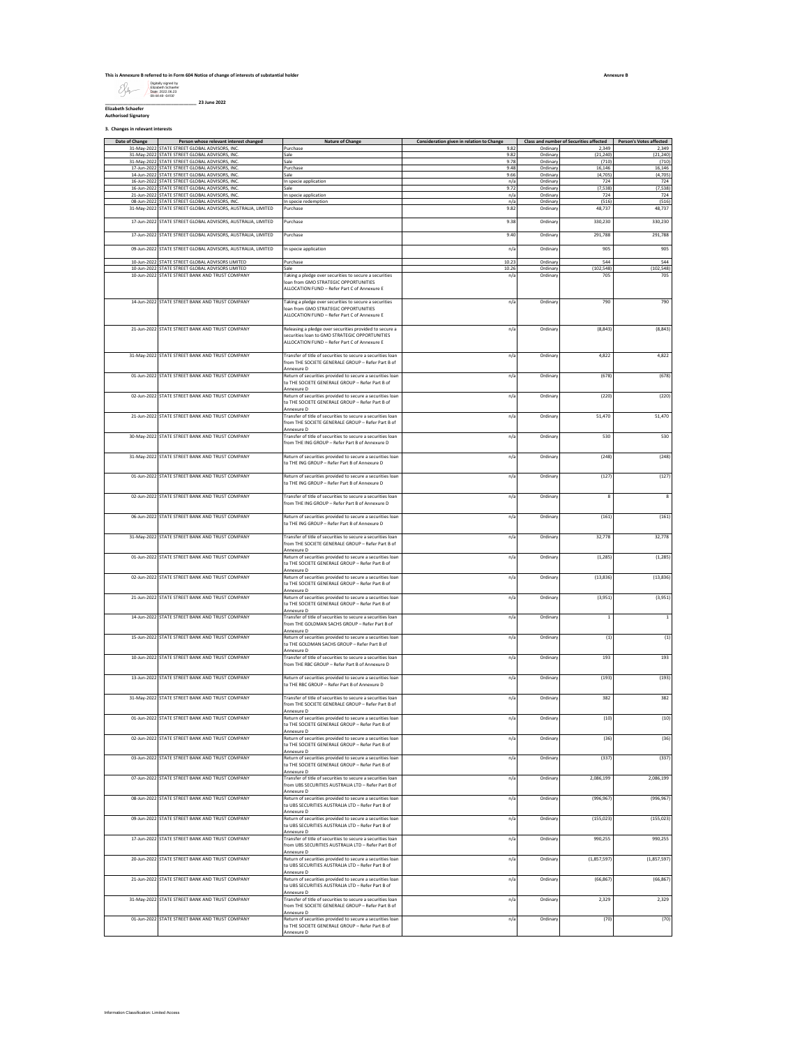This is Annexure B referred to in Form 604 Notice of change of interests of substantial holder

**Annexure B**

Digitally signed by Elizabeth Schaefer
Date: 2022.06.23 09:44:49 -04'00'

_______________________________ 23 June 2022

**Elizabeth Schaefer**
**Authorised Signatory**

**3. Changes in relevant interests**

| Date of Change | Person whose relevant interest changed | Nature of Change | Consideration given in relation to Change | Class and number of Securities affected | | Person's Votes affected |
|---|---|---|---|---|---|---|
| 31-May-2022 | STATE STREET GLOBAL ADVISORS, INC. | Purchase | 9.82 | Ordinary | 2,349 | 2,349 |
| 31-May-2022 | STATE STREET GLOBAL ADVISORS, INC. | Sale | 9.82 | Ordinary | (21,240) | (21,240) |
| 31-May-2022 | STATE STREET GLOBAL ADVISORS, INC. | Sale | 9.78 | Ordinary | (710) | (710) |
| 17-Jun-2022 | STATE STREET GLOBAL ADVISORS, INC. | Purchase | 9.48 | Ordinary | 16,146 | 16,146 |
| 14-Jun-2022 | STATE STREET GLOBAL ADVISORS, INC. | Sale | 9.66 | Ordinary | (4,705) | (4,705) |
| 16-Jun-2022 | STATE STREET GLOBAL ADVISORS, INC. | In specie application | n/a | Ordinary | 724 | 724 |
| 16-Jun-2022 | STATE STREET GLOBAL ADVISORS, INC. | Sale | 9.72 | Ordinary | (7,538) | (7,538) |
| 21-Jun-2022 | STATE STREET GLOBAL ADVISORS, INC. | In specie application | n/a | Ordinary | 724 | 724 |
| 08-Jun-2022 | STATE STREET GLOBAL ADVISORS, INC. | In specie redemption | n/a | Ordinary | (516) | (516) |
| 31-May-2022 | STATE STREET GLOBAL ADVISORS, AUSTRALIA, LIMITED | Purchase | 9.82 | Ordinary | 48,737 | 48,737 |
| 17-Jun-2022 | STATE STREET GLOBAL ADVISORS, AUSTRALIA, LIMITED | Purchase | 9.38 | Ordinary | 330,230 | 330,230 |
| 17-Jun-2022 | STATE STREET GLOBAL ADVISORS, AUSTRALIA, LIMITED | Purchase | 9.40 | Ordinary | 291,788 | 291,788 |
| 09-Jun-2022 | STATE STREET GLOBAL ADVISORS, AUSTRALIA, LIMITED | In specie application | n/a | Ordinary | 905 | 905 |
| 10-Jun-2022 | STATE STREET GLOBAL ADVISORS LIMITED | Purchase | 10.23 | Ordinary | 544 | 544 |
| 10-Jun-2022 | STATE STREET GLOBAL ADVISORS LIMITED | Sale | 10.26 | Ordinary | (102,548) | (102,548) |
| 10-Jun-2022 | STATE STREET BANK AND TRUST COMPANY | Taking a pledge over securities to secure a securities loan from GMO STRATEGIC OPPORTUNITIES ALLOCATION FUND – Refer Part C of Annexure E | n/a | Ordinary | 705 | 705 |
| 14-Jun-2022 | STATE STREET BANK AND TRUST COMPANY | Taking a pledge over securities to secure a securities loan from GMO STRATEGIC OPPORTUNITIES ALLOCATION FUND – Refer Part C of Annexure E | n/a | Ordinary | 790 | 790 |
| 21-Jun-2022 | STATE STREET BANK AND TRUST COMPANY | Releasing a pledge over securities provided to secure a securities loan to GMO STRATEGIC OPPORTUNITIES ALLOCATION FUND – Refer Part C of Annexure E | n/a | Ordinary | (8,843) | (8,843) |
| 31-May-2022 | STATE STREET BANK AND TRUST COMPANY | Transfer of title of securities to secure a securities loan from THE SOCIETE GENERALE GROUP – Refer Part B of Annexure D | n/a | Ordinary | 4,822 | 4,822 |
| 01-Jun-2022 | STATE STREET BANK AND TRUST COMPANY | Return of securities provided to secure a securities loan to THE SOCIETE GENERALE GROUP – Refer Part B of Annexure D | n/a | Ordinary | (678) | (678) |
| 02-Jun-2022 | STATE STREET BANK AND TRUST COMPANY | Return of securities provided to secure a securities loan to THE SOCIETE GENERALE GROUP – Refer Part B of Annexure D | n/a | Ordinary | (220) | (220) |
| 21-Jun-2022 | STATE STREET BANK AND TRUST COMPANY | Transfer of title of securities to secure a securities loan from THE SOCIETE GENERALE GROUP – Refer Part B of Annexure D | n/a | Ordinary | 51,470 | 51,470 |
| 30-May-2022 | STATE STREET BANK AND TRUST COMPANY | Transfer of title of securities to secure a securities loan from THE ING GROUP – Refer Part B of Annexure D | n/a | Ordinary | 530 | 530 |
| 31-May-2022 | STATE STREET BANK AND TRUST COMPANY | Return of securities provided to secure a securities loan to THE ING GROUP – Refer Part B of Annexure D | n/a | Ordinary | (248) | (248) |
| 01-Jun-2022 | STATE STREET BANK AND TRUST COMPANY | Return of securities provided to secure a securities loan to THE ING GROUP – Refer Part B of Annexure D | n/a | Ordinary | (127) | (127) |
| 02-Jun-2022 | STATE STREET BANK AND TRUST COMPANY | Transfer of title of securities to secure a securities loan from THE ING GROUP – Refer Part B of Annexure D | n/a | Ordinary | 8 | 8 |
| 06-Jun-2022 | STATE STREET BANK AND TRUST COMPANY | Return of securities provided to secure a securities loan to THE ING GROUP – Refer Part B of Annexure D | n/a | Ordinary | (161) | (161) |
| 31-May-2022 | STATE STREET BANK AND TRUST COMPANY | Transfer of title of securities to secure a securities loan from THE SOCIETE GENERALE GROUP – Refer Part B of Annexure D | n/a | Ordinary | 32,778 | 32,778 |
| 01-Jun-2022 | STATE STREET BANK AND TRUST COMPANY | Return of securities provided to secure a securities loan to THE SOCIETE GENERALE GROUP – Refer Part B of Annexure D | n/a | Ordinary | (1,285) | (1,285) |
| 02-Jun-2022 | STATE STREET BANK AND TRUST COMPANY | Return of securities provided to secure a securities loan to THE SOCIETE GENERALE GROUP – Refer Part B of Annexure D | n/a | Ordinary | (13,836) | (13,836) |
| 21-Jun-2022 | STATE STREET BANK AND TRUST COMPANY | Return of securities provided to secure a securities loan to THE SOCIETE GENERALE GROUP – Refer Part B of Annexure D | n/a | Ordinary | (3,951) | (3,951) |
| 14-Jun-2022 | STATE STREET BANK AND TRUST COMPANY | Transfer of title of securities to secure a securities loan from THE GOLDMAN SACHS GROUP – Refer Part B of Annexure D | n/a | Ordinary | 1 | 1 |
| 15-Jun-2022 | STATE STREET BANK AND TRUST COMPANY | Return of securities provided to secure a securities loan to THE GOLDMAN SACHS GROUP – Refer Part B of Annexure D | n/a | Ordinary | (1) | (1) |
| 10-Jun-2022 | STATE STREET BANK AND TRUST COMPANY | Transfer of title of securities to secure a securities loan from THE RBC GROUP – Refer Part B of Annexure D | n/a | Ordinary | 193 | 193 |
| 13-Jun-2022 | STATE STREET BANK AND TRUST COMPANY | Return of securities provided to secure a securities loan to THE RBC GROUP – Refer Part B of Annexure D | n/a | Ordinary | (193) | (193) |
| 31-May-2022 | STATE STREET BANK AND TRUST COMPANY | Transfer of title of securities to secure a securities loan from THE SOCIETE GENERALE GROUP – Refer Part B of Annexure D | n/a | Ordinary | 382 | 382 |
| 01-Jun-2022 | STATE STREET BANK AND TRUST COMPANY | Return of securities provided to secure a securities loan to THE SOCIETE GENERALE GROUP – Refer Part B of Annexure D | n/a | Ordinary | (10) | (10) |
| 02-Jun-2022 | STATE STREET BANK AND TRUST COMPANY | Return of securities provided to secure a securities loan to THE SOCIETE GENERALE GROUP – Refer Part B of Annexure D | n/a | Ordinary | (36) | (36) |
| 03-Jun-2022 | STATE STREET BANK AND TRUST COMPANY | Return of securities provided to secure a securities loan to THE SOCIETE GENERALE GROUP – Refer Part B of Annexure D | n/a | Ordinary | (337) | (337) |
| 07-Jun-2022 | STATE STREET BANK AND TRUST COMPANY | Transfer of title of securities to secure a securities loan from UBS SECURITIES AUSTRALIA LTD – Refer Part B of Annexure D | n/a | Ordinary | 2,086,199 | 2,086,199 |
| 08-Jun-2022 | STATE STREET BANK AND TRUST COMPANY | Return of securities provided to secure a securities loan to UBS SECURITIES AUSTRALIA LTD – Refer Part B of Annexure D | n/a | Ordinary | (996,967) | (996,967) |
| 09-Jun-2022 | STATE STREET BANK AND TRUST COMPANY | Return of securities provided to secure a securities loan to UBS SECURITIES AUSTRALIA LTD – Refer Part B of Annexure D | n/a | Ordinary | (155,023) | (155,023) |
| 17-Jun-2022 | STATE STREET BANK AND TRUST COMPANY | Transfer of title of securities to secure a securities loan from UBS SECURITIES AUSTRALIA LTD – Refer Part B of Annexure D | n/a | Ordinary | 990,255 | 990,255 |
| 20-Jun-2022 | STATE STREET BANK AND TRUST COMPANY | Return of securities provided to secure a securities loan to UBS SECURITIES AUSTRALIA LTD – Refer Part B of Annexure D | n/a | Ordinary | (1,857,597) | (1,857,597) |
| 21-Jun-2022 | STATE STREET BANK AND TRUST COMPANY | Return of securities provided to secure a securities loan to UBS SECURITIES AUSTRALIA LTD – Refer Part B of Annexure D | n/a | Ordinary | (66,867) | (66,867) |
| 31-May-2022 | STATE STREET BANK AND TRUST COMPANY | Transfer of title of securities to secure a securities loan from THE SOCIETE GENERALE GROUP – Refer Part B of Annexure D | n/a | Ordinary | 2,329 | 2,329 |
| 01-Jun-2022 | STATE STREET BANK AND TRUST COMPANY | Return of securities provided to secure a securities loan to THE SOCIETE GENERALE GROUP – Refer Part B of Annexure D | n/a | Ordinary | (70) | (70) |

Information Classification: Limited Access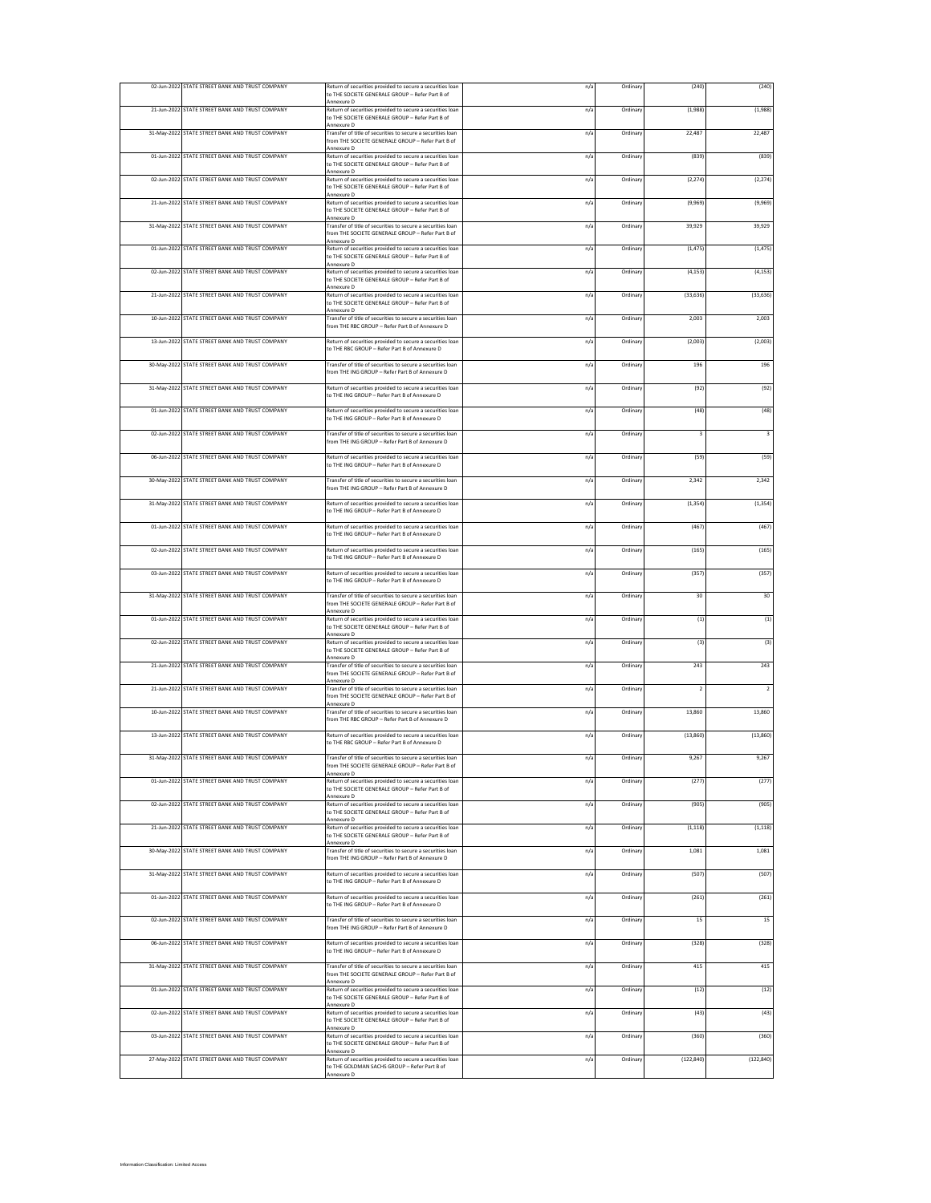| | | | | | | |
|---|---|---|---|---|---|---|
| 02-Jun-2022 | STATE STREET BANK AND TRUST COMPANY | Return of securities provided to secure a securities loan to THE SOCIETE GENERALE GROUP – Refer Part B of Annexure D | n/a | Ordinary | (240) | (240) |
| 21-Jun-2022 | STATE STREET BANK AND TRUST COMPANY | Return of securities provided to secure a securities loan to THE SOCIETE GENERALE GROUP – Refer Part B of Annexure D | n/a | Ordinary | (1,988) | (1,988) |
| 31-May-2022 | STATE STREET BANK AND TRUST COMPANY | Transfer of title of securities to secure a securities loan from THE SOCIETE GENERALE GROUP – Refer Part B of Annexure D | n/a | Ordinary | 22,487 | 22,487 |
| 01-Jun-2022 | STATE STREET BANK AND TRUST COMPANY | Return of securities provided to secure a securities loan to THE SOCIETE GENERALE GROUP – Refer Part B of Annexure D | n/a | Ordinary | (839) | (839) |
| 02-Jun-2022 | STATE STREET BANK AND TRUST COMPANY | Return of securities provided to secure a securities loan to THE SOCIETE GENERALE GROUP – Refer Part B of Annexure D | n/a | Ordinary | (2,274) | (2,274) |
| 21-Jun-2022 | STATE STREET BANK AND TRUST COMPANY | Return of securities provided to secure a securities loan to THE SOCIETE GENERALE GROUP – Refer Part B of Annexure D | n/a | Ordinary | (9,969) | (9,969) |
| 31-May-2022 | STATE STREET BANK AND TRUST COMPANY | Transfer of title of securities to secure a securities loan from THE SOCIETE GENERALE GROUP – Refer Part B of Annexure D | n/a | Ordinary | 39,929 | 39,929 |
| 01-Jun-2022 | STATE STREET BANK AND TRUST COMPANY | Return of securities provided to secure a securities loan to THE SOCIETE GENERALE GROUP – Refer Part B of Annexure D | n/a | Ordinary | (1,475) | (1,475) |
| 02-Jun-2022 | STATE STREET BANK AND TRUST COMPANY | Return of securities provided to secure a securities loan to THE SOCIETE GENERALE GROUP – Refer Part B of Annexure D | n/a | Ordinary | (4,153) | (4,153) |
| 21-Jun-2022 | STATE STREET BANK AND TRUST COMPANY | Return of securities provided to secure a securities loan to THE SOCIETE GENERALE GROUP – Refer Part B of Annexure D | n/a | Ordinary | (33,636) | (33,636) |
| 10-Jun-2022 | STATE STREET BANK AND TRUST COMPANY | Transfer of title of securities to secure a securities loan from THE RBC GROUP – Refer Part B of Annexure D | n/a | Ordinary | 2,003 | 2,003 |
| 13-Jun-2022 | STATE STREET BANK AND TRUST COMPANY | Return of securities provided to secure a securities loan to THE RBC GROUP – Refer Part B of Annexure D | n/a | Ordinary | (2,003) | (2,003) |
| 30-May-2022 | STATE STREET BANK AND TRUST COMPANY | Transfer of title of securities to secure a securities loan from THE ING GROUP – Refer Part B of Annexure D | n/a | Ordinary | 196 | 196 |
| 31-May-2022 | STATE STREET BANK AND TRUST COMPANY | Return of securities provided to secure a securities loan to THE ING GROUP – Refer Part B of Annexure D | n/a | Ordinary | (92) | (92) |
| 01-Jun-2022 | STATE STREET BANK AND TRUST COMPANY | Return of securities provided to secure a securities loan to THE ING GROUP – Refer Part B of Annexure D | n/a | Ordinary | (48) | (48) |
| 02-Jun-2022 | STATE STREET BANK AND TRUST COMPANY | Transfer of title of securities to secure a securities loan from THE ING GROUP – Refer Part B of Annexure D | n/a | Ordinary | 3 | 3 |
| 06-Jun-2022 | STATE STREET BANK AND TRUST COMPANY | Return of securities provided to secure a securities loan to THE ING GROUP – Refer Part B of Annexure D | n/a | Ordinary | (59) | (59) |
| 30-May-2022 | STATE STREET BANK AND TRUST COMPANY | Transfer of title of securities to secure a securities loan from THE ING GROUP – Refer Part B of Annexure D | n/a | Ordinary | 2,342 | 2,342 |
| 31-May-2022 | STATE STREET BANK AND TRUST COMPANY | Return of securities provided to secure a securities loan to THE ING GROUP – Refer Part B of Annexure D | n/a | Ordinary | (1,354) | (1,354) |
| 01-Jun-2022 | STATE STREET BANK AND TRUST COMPANY | Return of securities provided to secure a securities loan to THE ING GROUP – Refer Part B of Annexure D | n/a | Ordinary | (467) | (467) |
| 02-Jun-2022 | STATE STREET BANK AND TRUST COMPANY | Return of securities provided to secure a securities loan to THE ING GROUP – Refer Part B of Annexure D | n/a | Ordinary | (165) | (165) |
| 03-Jun-2022 | STATE STREET BANK AND TRUST COMPANY | Return of securities provided to secure a securities loan to THE ING GROUP – Refer Part B of Annexure D | n/a | Ordinary | (357) | (357) |
| 31-May-2022 | STATE STREET BANK AND TRUST COMPANY | Transfer of title of securities to secure a securities loan from THE SOCIETE GENERALE GROUP – Refer Part B of Annexure D | n/a | Ordinary | 30 | 30 |
| 01-Jun-2022 | STATE STREET BANK AND TRUST COMPANY | Return of securities provided to secure a securities loan to THE SOCIETE GENERALE GROUP – Refer Part B of Annexure D | n/a | Ordinary | (1) | (1) |
| 02-Jun-2022 | STATE STREET BANK AND TRUST COMPANY | Return of securities provided to secure a securities loan to THE SOCIETE GENERALE GROUP – Refer Part B of Annexure D | n/a | Ordinary | (3) | (3) |
| 21-Jun-2022 | STATE STREET BANK AND TRUST COMPANY | Transfer of title of securities to secure a securities loan from THE SOCIETE GENERALE GROUP – Refer Part B of Annexure D | n/a | Ordinary | 243 | 243 |
| 21-Jun-2022 | STATE STREET BANK AND TRUST COMPANY | Transfer of title of securities to secure a securities loan from THE SOCIETE GENERALE GROUP – Refer Part B of Annexure D | n/a | Ordinary | 2 | 2 |
| 10-Jun-2022 | STATE STREET BANK AND TRUST COMPANY | Transfer of title of securities to secure a securities loan from THE RBC GROUP – Refer Part B of Annexure D | n/a | Ordinary | 13,860 | 13,860 |
| 13-Jun-2022 | STATE STREET BANK AND TRUST COMPANY | Return of securities provided to secure a securities loan to THE RBC GROUP – Refer Part B of Annexure D | n/a | Ordinary | (13,860) | (13,860) |
| 31-May-2022 | STATE STREET BANK AND TRUST COMPANY | Transfer of title of securities to secure a securities loan from THE SOCIETE GENERALE GROUP – Refer Part B of Annexure D | n/a | Ordinary | 9,267 | 9,267 |
| 01-Jun-2022 | STATE STREET BANK AND TRUST COMPANY | Return of securities provided to secure a securities loan to THE SOCIETE GENERALE GROUP – Refer Part B of Annexure D | n/a | Ordinary | (277) | (277) |
| 02-Jun-2022 | STATE STREET BANK AND TRUST COMPANY | Return of securities provided to secure a securities loan to THE SOCIETE GENERALE GROUP – Refer Part B of Annexure D | n/a | Ordinary | (905) | (905) |
| 21-Jun-2022 | STATE STREET BANK AND TRUST COMPANY | Return of securities provided to secure a securities loan to THE SOCIETE GENERALE GROUP – Refer Part B of Annexure D | n/a | Ordinary | (1,118) | (1,118) |
| 30-May-2022 | STATE STREET BANK AND TRUST COMPANY | Transfer of title of securities to secure a securities loan from THE ING GROUP – Refer Part B of Annexure D | n/a | Ordinary | 1,081 | 1,081 |
| 31-May-2022 | STATE STREET BANK AND TRUST COMPANY | Return of securities provided to secure a securities loan to THE ING GROUP – Refer Part B of Annexure D | n/a | Ordinary | (507) | (507) |
| 01-Jun-2022 | STATE STREET BANK AND TRUST COMPANY | Return of securities provided to secure a securities loan to THE ING GROUP – Refer Part B of Annexure D | n/a | Ordinary | (261) | (261) |
| 02-Jun-2022 | STATE STREET BANK AND TRUST COMPANY | Transfer of title of securities to secure a securities loan from THE ING GROUP – Refer Part B of Annexure D | n/a | Ordinary | 15 | 15 |
| 06-Jun-2022 | STATE STREET BANK AND TRUST COMPANY | Return of securities provided to secure a securities loan to THE ING GROUP – Refer Part B of Annexure D | n/a | Ordinary | (328) | (328) |
| 31-May-2022 | STATE STREET BANK AND TRUST COMPANY | Transfer of title of securities to secure a securities loan from THE SOCIETE GENERALE GROUP – Refer Part B of Annexure D | n/a | Ordinary | 415 | 415 |
| 01-Jun-2022 | STATE STREET BANK AND TRUST COMPANY | Return of securities provided to secure a securities loan to THE SOCIETE GENERALE GROUP – Refer Part B of Annexure D | n/a | Ordinary | (12) | (12) |
| 02-Jun-2022 | STATE STREET BANK AND TRUST COMPANY | Return of securities provided to secure a securities loan to THE SOCIETE GENERALE GROUP – Refer Part B of Annexure D | n/a | Ordinary | (43) | (43) |
| 03-Jun-2022 | STATE STREET BANK AND TRUST COMPANY | Return of securities provided to secure a securities loan to THE SOCIETE GENERALE GROUP – Refer Part B of Annexure D | n/a | Ordinary | (360) | (360) |
| 27-May-2022 | STATE STREET BANK AND TRUST COMPANY | Return of securities provided to secure a securities loan to THE GOLDMAN SACHS GROUP – Refer Part B of Annexure D | n/a | Ordinary | (122,840) | (122,840) |

Information Classification: Limited Access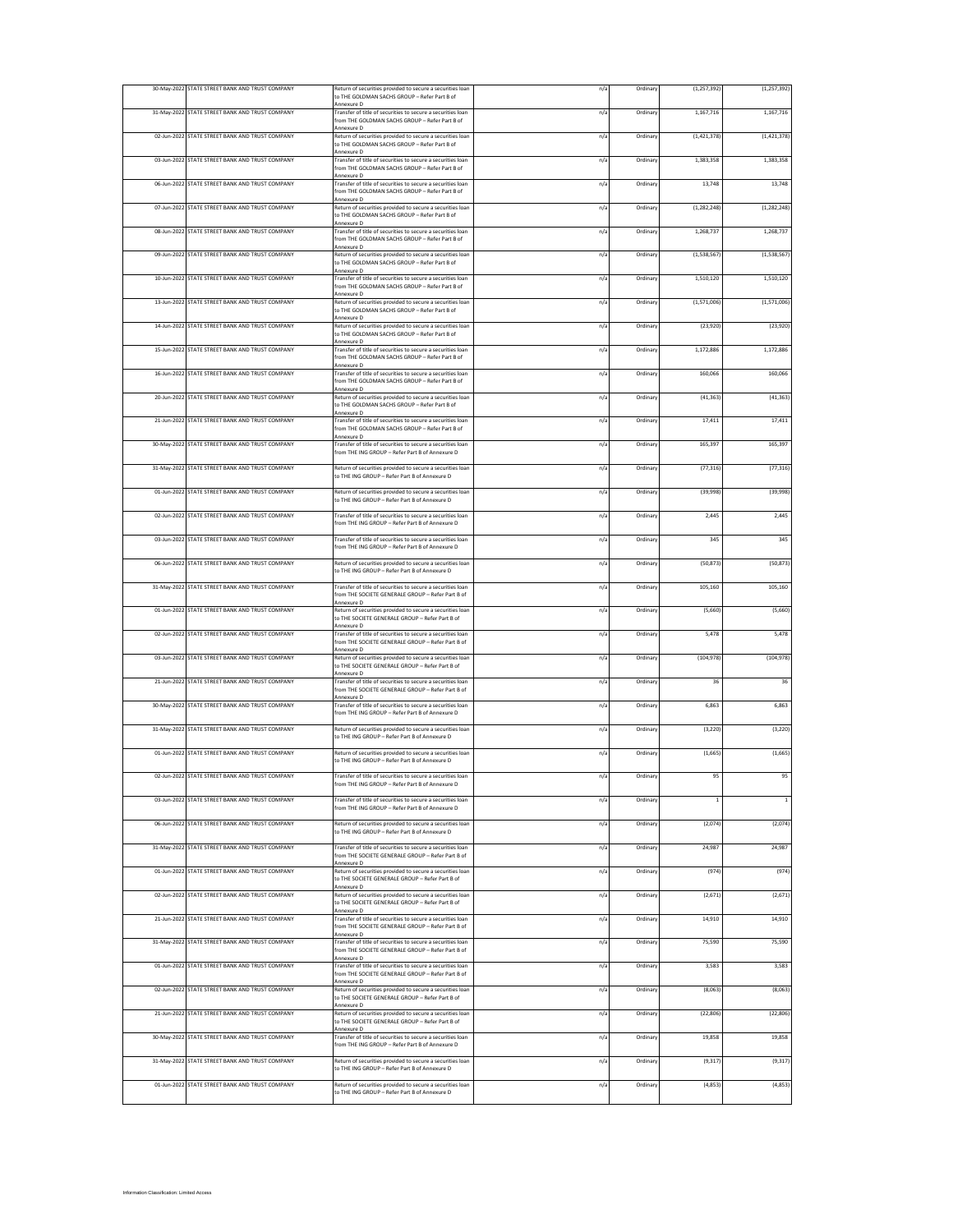| | | | | | | | |
|---|---|---|---|---|---|---|---|
| 30-May-2022 | STATE STREET BANK AND TRUST COMPANY | Return of securities provided to secure a securities loan to THE GOLDMAN SACHS GROUP – Refer Part B of Annexure D | | n/a | Ordinary | (1,257,392) | (1,257,392) |
| 31-May-2022 | STATE STREET BANK AND TRUST COMPANY | Transfer of title of securities to secure a securities loan from THE GOLDMAN SACHS GROUP – Refer Part B of Annexure D | | n/a | Ordinary | 1,167,716 | 1,167,716 |
| 02-Jun-2022 | STATE STREET BANK AND TRUST COMPANY | Return of securities provided to secure a securities loan to THE GOLDMAN SACHS GROUP – Refer Part B of Annexure D | | n/a | Ordinary | (1,421,378) | (1,421,378) |
| 03-Jun-2022 | STATE STREET BANK AND TRUST COMPANY | Transfer of title of securities to secure a securities loan from THE GOLDMAN SACHS GROUP – Refer Part B of Annexure D | | n/a | Ordinary | 1,383,358 | 1,383,358 |
| 06-Jun-2022 | STATE STREET BANK AND TRUST COMPANY | Transfer of title of securities to secure a securities loan from THE GOLDMAN SACHS GROUP – Refer Part B of Annexure D | | n/a | Ordinary | 13,748 | 13,748 |
| 07-Jun-2022 | STATE STREET BANK AND TRUST COMPANY | Return of securities provided to secure a securities loan to THE GOLDMAN SACHS GROUP – Refer Part B of Annexure D | | n/a | Ordinary | (1,282,248) | (1,282,248) |
| 08-Jun-2022 | STATE STREET BANK AND TRUST COMPANY | Transfer of title of securities to secure a securities loan from THE GOLDMAN SACHS GROUP – Refer Part B of Annexure D | | n/a | Ordinary | 1,268,737 | 1,268,737 |
| 09-Jun-2022 | STATE STREET BANK AND TRUST COMPANY | Return of securities provided to secure a securities loan to THE GOLDMAN SACHS GROUP – Refer Part B of Annexure D | | n/a | Ordinary | (1,538,567) | (1,538,567) |
| 10-Jun-2022 | STATE STREET BANK AND TRUST COMPANY | Transfer of title of securities to secure a securities loan from THE GOLDMAN SACHS GROUP – Refer Part B of Annexure D | | n/a | Ordinary | 1,510,120 | 1,510,120 |
| 13-Jun-2022 | STATE STREET BANK AND TRUST COMPANY | Return of securities provided to secure a securities loan to THE GOLDMAN SACHS GROUP – Refer Part B of Annexure D | | n/a | Ordinary | (1,571,006) | (1,571,006) |
| 14-Jun-2022 | STATE STREET BANK AND TRUST COMPANY | Return of securities provided to secure a securities loan to THE GOLDMAN SACHS GROUP – Refer Part B of Annexure D | | n/a | Ordinary | (23,920) | (23,920) |
| 15-Jun-2022 | STATE STREET BANK AND TRUST COMPANY | Transfer of title of securities to secure a securities loan from THE GOLDMAN SACHS GROUP – Refer Part B of Annexure D | | n/a | Ordinary | 1,172,886 | 1,172,886 |
| 16-Jun-2022 | STATE STREET BANK AND TRUST COMPANY | Transfer of title of securities to secure a securities loan from THE GOLDMAN SACHS GROUP – Refer Part B of Annexure D | | n/a | Ordinary | 160,066 | 160,066 |
| 20-Jun-2022 | STATE STREET BANK AND TRUST COMPANY | Return of securities provided to secure a securities loan to THE GOLDMAN SACHS GROUP – Refer Part B of Annexure D | | n/a | Ordinary | (41,363) | (41,363) |
| 21-Jun-2022 | STATE STREET BANK AND TRUST COMPANY | Transfer of title of securities to secure a securities loan from THE GOLDMAN SACHS GROUP – Refer Part B of Annexure D | | n/a | Ordinary | 17,411 | 17,411 |
| 30-May-2022 | STATE STREET BANK AND TRUST COMPANY | Transfer of title of securities to secure a securities loan from THE ING GROUP – Refer Part B of Annexure D | | n/a | Ordinary | 165,397 | 165,397 |
| 31-May-2022 | STATE STREET BANK AND TRUST COMPANY | Return of securities provided to secure a securities loan to THE ING GROUP – Refer Part B of Annexure D | | n/a | Ordinary | (77,316) | (77,316) |
| 01-Jun-2022 | STATE STREET BANK AND TRUST COMPANY | Return of securities provided to secure a securities loan to THE ING GROUP – Refer Part B of Annexure D | | n/a | Ordinary | (39,998) | (39,998) |
| 02-Jun-2022 | STATE STREET BANK AND TRUST COMPANY | Transfer of title of securities to secure a securities loan from THE ING GROUP – Refer Part B of Annexure D | | n/a | Ordinary | 2,445 | 2,445 |
| 03-Jun-2022 | STATE STREET BANK AND TRUST COMPANY | Transfer of title of securities to secure a securities loan from THE ING GROUP – Refer Part B of Annexure D | | n/a | Ordinary | 345 | 345 |
| 06-Jun-2022 | STATE STREET BANK AND TRUST COMPANY | Return of securities provided to secure a securities loan to THE ING GROUP – Refer Part B of Annexure D | | n/a | Ordinary | (50,873) | (50,873) |
| 31-May-2022 | STATE STREET BANK AND TRUST COMPANY | Transfer of title of securities to secure a securities loan from THE SOCIETE GENERALE GROUP – Refer Part B of Annexure D | | n/a | Ordinary | 105,160 | 105,160 |
| 01-Jun-2022 | STATE STREET BANK AND TRUST COMPANY | Return of securities provided to secure a securities loan to THE SOCIETE GENERALE GROUP – Refer Part B of Annexure D | | n/a | Ordinary | (5,660) | (5,660) |
| 02-Jun-2022 | STATE STREET BANK AND TRUST COMPANY | Transfer of title of securities to secure a securities loan from THE SOCIETE GENERALE GROUP – Refer Part B of Annexure D | | n/a | Ordinary | 5,478 | 5,478 |
| 03-Jun-2022 | STATE STREET BANK AND TRUST COMPANY | Return of securities provided to secure a securities loan to THE SOCIETE GENERALE GROUP – Refer Part B of Annexure D | | n/a | Ordinary | (104,978) | (104,978) |
| 21-Jun-2022 | STATE STREET BANK AND TRUST COMPANY | Transfer of title of securities to secure a securities loan from THE SOCIETE GENERALE GROUP – Refer Part B of Annexure D | | n/a | Ordinary | 36 | 36 |
| 30-May-2022 | STATE STREET BANK AND TRUST COMPANY | Transfer of title of securities to secure a securities loan from THE ING GROUP – Refer Part B of Annexure D | | n/a | Ordinary | 6,863 | 6,863 |
| 31-May-2022 | STATE STREET BANK AND TRUST COMPANY | Return of securities provided to secure a securities loan to THE ING GROUP – Refer Part B of Annexure D | | n/a | Ordinary | (3,220) | (3,220) |
| 01-Jun-2022 | STATE STREET BANK AND TRUST COMPANY | Return of securities provided to secure a securities loan to THE ING GROUP – Refer Part B of Annexure D | | n/a | Ordinary | (1,665) | (1,665) |
| 02-Jun-2022 | STATE STREET BANK AND TRUST COMPANY | Transfer of title of securities to secure a securities loan from THE ING GROUP – Refer Part B of Annexure D | | n/a | Ordinary | 95 | 95 |
| 03-Jun-2022 | STATE STREET BANK AND TRUST COMPANY | Transfer of title of securities to secure a securities loan from THE ING GROUP – Refer Part B of Annexure D | | n/a | Ordinary | 1 | 1 |
| 06-Jun-2022 | STATE STREET BANK AND TRUST COMPANY | Return of securities provided to secure a securities loan to THE ING GROUP – Refer Part B of Annexure D | | n/a | Ordinary | (2,074) | (2,074) |
| 31-May-2022 | STATE STREET BANK AND TRUST COMPANY | Transfer of title of securities to secure a securities loan from THE SOCIETE GENERALE GROUP – Refer Part B of Annexure D | | n/a | Ordinary | 24,987 | 24,987 |
| 01-Jun-2022 | STATE STREET BANK AND TRUST COMPANY | Return of securities provided to secure a securities loan to THE SOCIETE GENERALE GROUP – Refer Part B of Annexure D | | n/a | Ordinary | (974) | (974) |
| 02-Jun-2022 | STATE STREET BANK AND TRUST COMPANY | Return of securities provided to secure a securities loan to THE SOCIETE GENERALE GROUP – Refer Part B of Annexure D | | n/a | Ordinary | (2,671) | (2,671) |
| 21-Jun-2022 | STATE STREET BANK AND TRUST COMPANY | Transfer of title of securities to secure a securities loan from THE SOCIETE GENERALE GROUP – Refer Part B of Annexure D | | n/a | Ordinary | 14,910 | 14,910 |
| 31-May-2022 | STATE STREET BANK AND TRUST COMPANY | Transfer of title of securities to secure a securities loan from THE SOCIETE GENERALE GROUP – Refer Part B of Annexure D | | n/a | Ordinary | 75,590 | 75,590 |
| 01-Jun-2022 | STATE STREET BANK AND TRUST COMPANY | Transfer of title of securities to secure a securities loan from THE SOCIETE GENERALE GROUP – Refer Part B of Annexure D | | n/a | Ordinary | 3,583 | 3,583 |
| 02-Jun-2022 | STATE STREET BANK AND TRUST COMPANY | Return of securities provided to secure a securities loan to THE SOCIETE GENERALE GROUP – Refer Part B of Annexure D | | n/a | Ordinary | (8,063) | (8,063) |
| 21-Jun-2022 | STATE STREET BANK AND TRUST COMPANY | Return of securities provided to secure a securities loan to THE SOCIETE GENERALE GROUP – Refer Part B of Annexure D | | n/a | Ordinary | (22,806) | (22,806) |
| 30-May-2022 | STATE STREET BANK AND TRUST COMPANY | Transfer of title of securities to secure a securities loan from THE ING GROUP – Refer Part B of Annexure D | | n/a | Ordinary | 19,858 | 19,858 |
| 31-May-2022 | STATE STREET BANK AND TRUST COMPANY | Return of securities provided to secure a securities loan to THE ING GROUP – Refer Part B of Annexure D | | n/a | Ordinary | (9,317) | (9,317) |
| 01-Jun-2022 | STATE STREET BANK AND TRUST COMPANY | Return of securities provided to secure a securities loan to THE ING GROUP – Refer Part B of Annexure D | | n/a | Ordinary | (4,853) | (4,853) |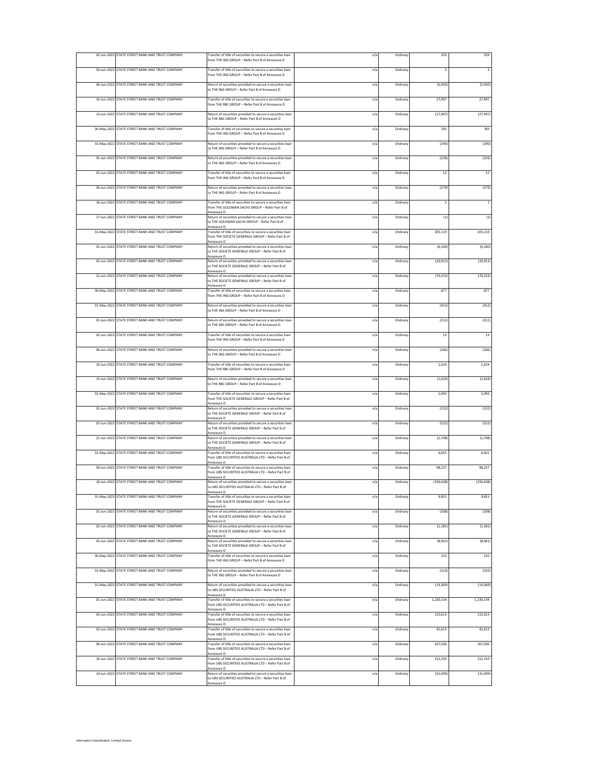| | | | | | | |
|---|---|---|---|---|---|---|
| 02-Jun-2022 | STATE STREET BANK AND TRUST COMPANY | Transfer of title of securities to secure a securities loan from THE ING GROUP – Refer Part B of Annexure D | n/a | Ordinary | 259 | 259 |
| 03-Jun-2022 | STATE STREET BANK AND TRUST COMPANY | Transfer of title of securities to secure a securities loan from THE ING GROUP – Refer Part B of Annexure D | n/a | Ordinary | 3 | 3 |
| 06-Jun-2022 | STATE STREET BANK AND TRUST COMPANY | Return of securities provided to secure a securities loan to THE ING GROUP – Refer Part B of Annexure D | n/a | Ordinary | (5,950) | (5,950) |
| 10-Jun-2022 | STATE STREET BANK AND TRUST COMPANY | Transfer of title of securities to secure a securities loan from THE RBC GROUP – Refer Part B of Annexure D | n/a | Ordinary | 27,997 | 27,997 |
| 13-Jun-2022 | STATE STREET BANK AND TRUST COMPANY | Return of securities provided to secure a securities loan to THE RBC GROUP – Refer Part B of Annexure D | n/a | Ordinary | (27,997) | (27,997) |
| 30-May-2022 | STATE STREET BANK AND TRUST COMPANY | Transfer of title of securities to secure a securities loan from THE ING GROUP – Refer Part B of Annexure D | n/a | Ordinary | 783 | 783 |
| 31-May-2022 | STATE STREET BANK AND TRUST COMPANY | Return of securities provided to secure a securities loan to THE ING GROUP – Refer Part B of Annexure D | n/a | Ordinary | (290) | (290) |
| 01-Jun-2022 | STATE STREET BANK AND TRUST COMPANY | Return of securities provided to secure a securities loan to THE ING GROUP – Refer Part B of Annexure D | n/a | Ordinary | (226) | (226) |
| 02-Jun-2022 | STATE STREET BANK AND TRUST COMPANY | Transfer of title of securities to secure a securities loan from THE ING GROUP – Refer Part B of Annexure D | n/a | Ordinary | 12 | 12 |
| 06-Jun-2022 | STATE STREET BANK AND TRUST COMPANY | Return of securities provided to secure a securities loan to THE ING GROUP – Refer Part B of Annexure D | n/a | Ordinary | (279) | (279) |
| 16-Jun-2022 | STATE STREET BANK AND TRUST COMPANY | Transfer of title of securities to secure a securities loan from THE GOLDMAN SACHS GROUP – Refer Part B of Annexure D | n/a | Ordinary | 1 | 1 |
| 17-Jun-2022 | STATE STREET BANK AND TRUST COMPANY | Return of securities provided to secure a securities loan to THE GOLDMAN SACHS GROUP – Refer Part B of Annexure D | n/a | Ordinary | (1) | (1) |
| 31-May-2022 | STATE STREET BANK AND TRUST COMPANY | Transfer of title of securities to secure a securities loan from THE SOCIETE GENERALE GROUP – Refer Part B of Annexure D | n/a | Ordinary | 205,119 | 205,119 |
| 01-Jun-2022 | STATE STREET BANK AND TRUST COMPANY | Return of securities provided to secure a securities loan to THE SOCIETE GENERALE GROUP – Refer Part B of Annexure D | n/a | Ordinary | (6,160) | (6,160) |
| 02-Jun-2022 | STATE STREET BANK AND TRUST COMPANY | Return of securities provided to secure a securities loan to THE SOCIETE GENERALE GROUP – Refer Part B of Annexure D | n/a | Ordinary | (20,912) | (20,912) |
| 21-Jun-2022 | STATE STREET BANK AND TRUST COMPANY | Return of securities provided to secure a securities loan to THE SOCIETE GENERALE GROUP – Refer Part B of Annexure D | n/a | Ordinary | (70,253) | (70,253) |
| 30-May-2022 | STATE STREET BANK AND TRUST COMPANY | Transfer of title of securities to secure a securities loan from THE ING GROUP – Refer Part B of Annexure D | n/a | Ordinary | 877 | 877 |
| 31-May-2022 | STATE STREET BANK AND TRUST COMPANY | Return of securities provided to secure a securities loan to THE ING GROUP – Refer Part B of Annexure D | n/a | Ordinary | (412) | (412) |
| 01-Jun-2022 | STATE STREET BANK AND TRUST COMPANY | Return of securities provided to secure a securities loan to THE ING GROUP – Refer Part B of Annexure D | n/a | Ordinary | (212) | (212) |
| 02-Jun-2022 | STATE STREET BANK AND TRUST COMPANY | Transfer of title of securities to secure a securities loan from THE ING GROUP – Refer Part B of Annexure D | n/a | Ordinary | 13 | 13 |
| 06-Jun-2022 | STATE STREET BANK AND TRUST COMPANY | Return of securities provided to secure a securities loan to THE ING GROUP – Refer Part B of Annexure D | n/a | Ordinary | (266) | (266) |
| 10-Jun-2022 | STATE STREET BANK AND TRUST COMPANY | Transfer of title of securities to secure a securities loan from THE RBC GROUP – Refer Part B of Annexure D | n/a | Ordinary | 1,624 | 1,624 |
| 13-Jun-2022 | STATE STREET BANK AND TRUST COMPANY | Return of securities provided to secure a securities loan to THE RBC GROUP – Refer Part B of Annexure D | n/a | Ordinary | (1,624) | (1,624) |
| 31-May-2022 | STATE STREET BANK AND TRUST COMPANY | Transfer of title of securities to secure a securities loan from THE SOCIETE GENERALE GROUP – Refer Part B of Annexure D | n/a | Ordinary | 5,093 | 5,093 |
| 01-Jun-2022 | STATE STREET BANK AND TRUST COMPANY | Return of securities provided to secure a securities loan to THE SOCIETE GENERALE GROUP – Refer Part B of Annexure D | n/a | Ordinary | (152) | (152) |
| 02-Jun-2022 | STATE STREET BANK AND TRUST COMPANY | Return of securities provided to secure a securities loan to THE SOCIETE GENERALE GROUP – Refer Part B of Annexure D | n/a | Ordinary | (522) | (522) |
| 21-Jun-2022 | STATE STREET BANK AND TRUST COMPANY | Return of securities provided to secure a securities loan to THE SOCIETE GENERALE GROUP – Refer Part B of Annexure D | n/a | Ordinary | (1,708) | (1,708) |
| 31-May-2022 | STATE STREET BANK AND TRUST COMPANY | Transfer of title of securities to secure a securities loan from UBS SECURITIES AUSTRALIA LTD – Refer Part B of Annexure D | n/a | Ordinary | 6,601 | 6,601 |
| 09-Jun-2022 | STATE STREET BANK AND TRUST COMPANY | Transfer of title of securities to secure a securities loan from UBS SECURITIES AUSTRALIA LTD – Refer Part B of Annexure D | n/a | Ordinary | 98,237 | 98,237 |
| 10-Jun-2022 | STATE STREET BANK AND TRUST COMPANY | Return of securities provided to secure a securities loan to UBS SECURITIES AUSTRALIA LTD – Refer Part B of Annexure D | n/a | Ordinary | (156,638) | (156,638) |
| 31-May-2022 | STATE STREET BANK AND TRUST COMPANY | Transfer of title of securities to secure a securities loan from THE SOCIETE GENERALE GROUP – Refer Part B of Annexure D | n/a | Ordinary | 9,851 | 9,851 |
| 01-Jun-2022 | STATE STREET BANK AND TRUST COMPANY | Return of securities provided to secure a securities loan to THE SOCIETE GENERALE GROUP – Refer Part B of Annexure D | n/a | Ordinary | (208) | (208) |
| 02-Jun-2022 | STATE STREET BANK AND TRUST COMPANY | Return of securities provided to secure a securities loan to THE SOCIETE GENERALE GROUP – Refer Part B of Annexure D | n/a | Ordinary | (1,181) | (1,181) |
| 03-Jun-2022 | STATE STREET BANK AND TRUST COMPANY | Return of securities provided to secure a securities loan to THE SOCIETE GENERALE GROUP – Refer Part B of Annexure D | n/a | Ordinary | (8,461) | (8,461) |
| 30-May-2022 | STATE STREET BANK AND TRUST COMPANY | Transfer of title of securities to secure a securities loan from THE ING GROUP – Refer Part B of Annexure D | n/a | Ordinary | 210 | 210 |
| 31-May-2022 | STATE STREET BANK AND TRUST COMPANY | Return of securities provided to secure a securities loan to THE ING GROUP – Refer Part B of Annexure D | n/a | Ordinary | (210) | (210) |
| 31-May-2022 | STATE STREET BANK AND TRUST COMPANY | Return of securities provided to secure a securities loan to UBS SECURITIES AUSTRALIA LTD – Refer Part B of Annexure D | n/a | Ordinary | (14,369) | (14,369) |
| 01-Jun-2022 | STATE STREET BANK AND TRUST COMPANY | Transfer of title of securities to secure a securities loan from UBS SECURITIES AUSTRALIA LTD – Refer Part B of Annexure D | n/a | Ordinary | 1,230,134 | 1,230,134 |
| 02-Jun-2022 | STATE STREET BANK AND TRUST COMPANY | Transfer of title of securities to secure a securities loan from UBS SECURITIES AUSTRALIA LTD – Refer Part B of Annexure D | n/a | Ordinary | 115,613 | 115,613 |
| 03-Jun-2022 | STATE STREET BANK AND TRUST COMPANY | Transfer of title of securities to secure a securities loan from UBS SECURITIES AUSTRALIA LTD – Refer Part B of Annexure D | n/a | Ordinary | 41,613 | 41,613 |
| 06-Jun-2022 | STATE STREET BANK AND TRUST COMPANY | Transfer of title of securities to secure a securities loan from UBS SECURITIES AUSTRALIA LTD – Refer Part B of Annexure D | n/a | Ordinary | 167,036 | 167,036 |
| 10-Jun-2022 | STATE STREET BANK AND TRUST COMPANY | Transfer of title of securities to secure a securities loan from UBS SECURITIES AUSTRALIA LTD – Refer Part B of Annexure D | n/a | Ordinary | 152,159 | 152,159 |
| 14-Jun-2022 | STATE STREET BANK AND TRUST COMPANY | Return of securities provided to secure a securities loan to UBS SECURITIES AUSTRALIA LTD – Refer Part B of Annexure D | n/a | Ordinary | (31,099) | (31,099) |

Information Classification: Limited Access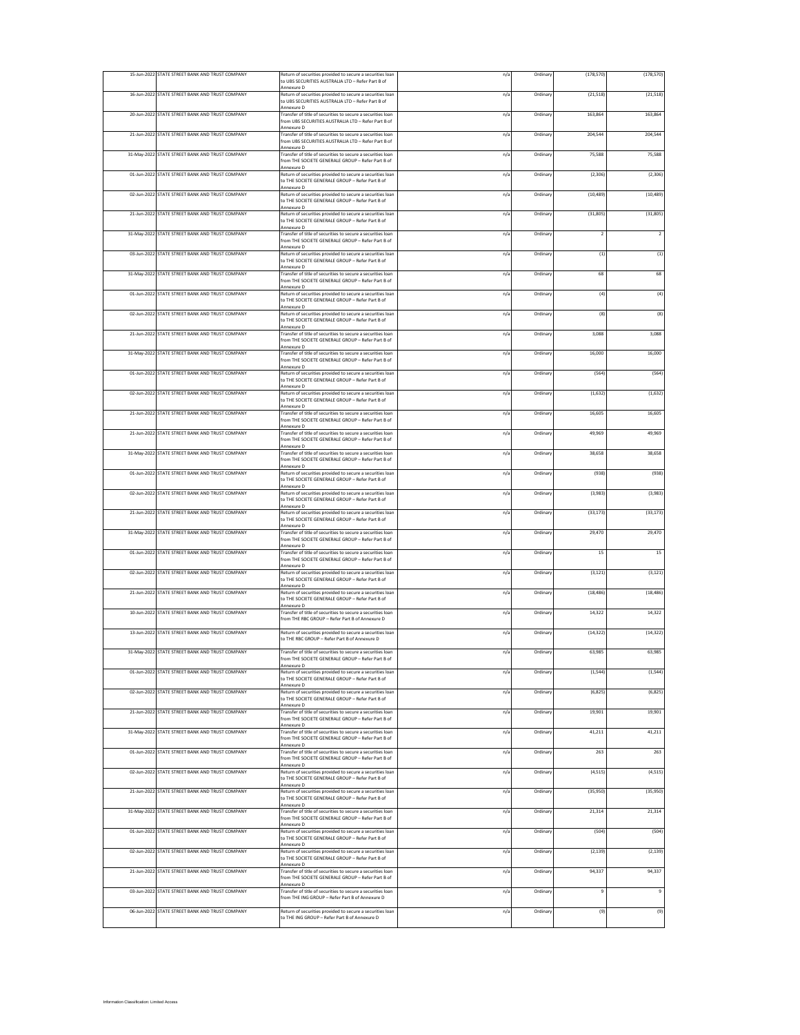| | | | | | | |
|---|---|---|---|---|---|---|
| 15-Jun-2022 | STATE STREET BANK AND TRUST COMPANY | Return of securities provided to secure a securities loan to UBS SECURITIES AUSTRALIA LTD – Refer Part B of Annexure D | n/a | Ordinary | (178,570) | (178,570) |
| 16-Jun-2022 | STATE STREET BANK AND TRUST COMPANY | Return of securities provided to secure a securities loan to UBS SECURITIES AUSTRALIA LTD – Refer Part B of Annexure D | n/a | Ordinary | (21,518) | (21,518) |
| 20-Jun-2022 | STATE STREET BANK AND TRUST COMPANY | Transfer of title of securities to secure a securities loan from UBS SECURITIES AUSTRALIA LTD – Refer Part B of Annexure D | n/a | Ordinary | 163,864 | 163,864 |
| 21-Jun-2022 | STATE STREET BANK AND TRUST COMPANY | Transfer of title of securities to secure a securities loan from UBS SECURITIES AUSTRALIA LTD – Refer Part B of Annexure D | n/a | Ordinary | 204,544 | 204,544 |
| 31-May-2022 | STATE STREET BANK AND TRUST COMPANY | Transfer of title of securities to secure a securities loan from THE SOCIETE GENERALE GROUP – Refer Part B of Annexure D | n/a | Ordinary | 75,588 | 75,588 |
| 01-Jun-2022 | STATE STREET BANK AND TRUST COMPANY | Return of securities provided to secure a securities loan to THE SOCIETE GENERALE GROUP – Refer Part B of Annexure D | n/a | Ordinary | (2,306) | (2,306) |
| 02-Jun-2022 | STATE STREET BANK AND TRUST COMPANY | Return of securities provided to secure a securities loan to THE SOCIETE GENERALE GROUP – Refer Part B of Annexure D | n/a | Ordinary | (10,489) | (10,489) |
| 21-Jun-2022 | STATE STREET BANK AND TRUST COMPANY | Return of securities provided to secure a securities loan to THE SOCIETE GENERALE GROUP – Refer Part B of Annexure D | n/a | Ordinary | (31,805) | (31,805) |
| 31-May-2022 | STATE STREET BANK AND TRUST COMPANY | Transfer of title of securities to secure a securities loan from THE SOCIETE GENERALE GROUP – Refer Part B of Annexure D | n/a | Ordinary | 2 | 2 |
| 03-Jun-2022 | STATE STREET BANK AND TRUST COMPANY | Return of securities provided to secure a securities loan to THE SOCIETE GENERALE GROUP – Refer Part B of Annexure D | n/a | Ordinary | (1) | (1) |
| 31-May-2022 | STATE STREET BANK AND TRUST COMPANY | Transfer of title of securities to secure a securities loan from THE SOCIETE GENERALE GROUP – Refer Part B of Annexure D | n/a | Ordinary | 68 | 68 |
| 01-Jun-2022 | STATE STREET BANK AND TRUST COMPANY | Return of securities provided to secure a securities loan to THE SOCIETE GENERALE GROUP – Refer Part B of Annexure D | n/a | Ordinary | (4) | (4) |
| 02-Jun-2022 | STATE STREET BANK AND TRUST COMPANY | Return of securities provided to secure a securities loan to THE SOCIETE GENERALE GROUP – Refer Part B of Annexure D | n/a | Ordinary | (8) | (8) |
| 21-Jun-2022 | STATE STREET BANK AND TRUST COMPANY | Transfer of title of securities to secure a securities loan from THE SOCIETE GENERALE GROUP – Refer Part B of Annexure D | n/a | Ordinary | 3,088 | 3,088 |
| 31-May-2022 | STATE STREET BANK AND TRUST COMPANY | Transfer of title of securities to secure a securities loan from THE SOCIETE GENERALE GROUP – Refer Part B of Annexure D | n/a | Ordinary | 16,000 | 16,000 |
| 01-Jun-2022 | STATE STREET BANK AND TRUST COMPANY | Return of securities provided to secure a securities loan to THE SOCIETE GENERALE GROUP – Refer Part B of Annexure D | n/a | Ordinary | (564) | (564) |
| 02-Jun-2022 | STATE STREET BANK AND TRUST COMPANY | Return of securities provided to secure a securities loan to THE SOCIETE GENERALE GROUP – Refer Part B of Annexure D | n/a | Ordinary | (1,632) | (1,632) |
| 21-Jun-2022 | STATE STREET BANK AND TRUST COMPANY | Transfer of title of securities to secure a securities loan from THE SOCIETE GENERALE GROUP – Refer Part B of Annexure D | n/a | Ordinary | 16,605 | 16,605 |
| 21-Jun-2022 | STATE STREET BANK AND TRUST COMPANY | Transfer of title of securities to secure a securities loan from THE SOCIETE GENERALE GROUP – Refer Part B of Annexure D | n/a | Ordinary | 49,969 | 49,969 |
| 31-May-2022 | STATE STREET BANK AND TRUST COMPANY | Transfer of title of securities to secure a securities loan from THE SOCIETE GENERALE GROUP – Refer Part B of Annexure D | n/a | Ordinary | 38,658 | 38,658 |
| 01-Jun-2022 | STATE STREET BANK AND TRUST COMPANY | Return of securities provided to secure a securities loan to THE SOCIETE GENERALE GROUP – Refer Part B of Annexure D | n/a | Ordinary | (938) | (938) |
| 02-Jun-2022 | STATE STREET BANK AND TRUST COMPANY | Return of securities provided to secure a securities loan to THE SOCIETE GENERALE GROUP – Refer Part B of Annexure D | n/a | Ordinary | (3,983) | (3,983) |
| 21-Jun-2022 | STATE STREET BANK AND TRUST COMPANY | Return of securities provided to secure a securities loan to THE SOCIETE GENERALE GROUP – Refer Part B of Annexure D | n/a | Ordinary | (33,173) | (33,173) |
| 31-May-2022 | STATE STREET BANK AND TRUST COMPANY | Transfer of title of securities to secure a securities loan from THE SOCIETE GENERALE GROUP – Refer Part B of Annexure D | n/a | Ordinary | 29,470 | 29,470 |
| 01-Jun-2022 | STATE STREET BANK AND TRUST COMPANY | Transfer of title of securities to secure a securities loan from THE SOCIETE GENERALE GROUP – Refer Part B of Annexure D | n/a | Ordinary | 15 | 15 |
| 02-Jun-2022 | STATE STREET BANK AND TRUST COMPANY | Return of securities provided to secure a securities loan to THE SOCIETE GENERALE GROUP – Refer Part B of Annexure D | n/a | Ordinary | (3,121) | (3,121) |
| 21-Jun-2022 | STATE STREET BANK AND TRUST COMPANY | Return of securities provided to secure a securities loan to THE SOCIETE GENERALE GROUP – Refer Part B of Annexure D | n/a | Ordinary | (18,486) | (18,486) |
| 10-Jun-2022 | STATE STREET BANK AND TRUST COMPANY | Transfer of title of securities to secure a securities loan from THE RBC GROUP – Refer Part B of Annexure D | n/a | Ordinary | 14,322 | 14,322 |
| 13-Jun-2022 | STATE STREET BANK AND TRUST COMPANY | Return of securities provided to secure a securities loan to THE RBC GROUP – Refer Part B of Annexure D | n/a | Ordinary | (14,322) | (14,322) |
| 31-May-2022 | STATE STREET BANK AND TRUST COMPANY | Transfer of title of securities to secure a securities loan from THE SOCIETE GENERALE GROUP – Refer Part B of Annexure D | n/a | Ordinary | 63,985 | 63,985 |
| 01-Jun-2022 | STATE STREET BANK AND TRUST COMPANY | Return of securities provided to secure a securities loan to THE SOCIETE GENERALE GROUP – Refer Part B of Annexure D | n/a | Ordinary | (1,544) | (1,544) |
| 02-Jun-2022 | STATE STREET BANK AND TRUST COMPANY | Return of securities provided to secure a securities loan to THE SOCIETE GENERALE GROUP – Refer Part B of Annexure D | n/a | Ordinary | (6,825) | (6,825) |
| 21-Jun-2022 | STATE STREET BANK AND TRUST COMPANY | Transfer of title of securities to secure a securities loan from THE SOCIETE GENERALE GROUP – Refer Part B of Annexure D | n/a | Ordinary | 19,901 | 19,901 |
| 31-May-2022 | STATE STREET BANK AND TRUST COMPANY | Transfer of title of securities to secure a securities loan from THE SOCIETE GENERALE GROUP – Refer Part B of Annexure D | n/a | Ordinary | 41,211 | 41,211 |
| 01-Jun-2022 | STATE STREET BANK AND TRUST COMPANY | Transfer of title of securities to secure a securities loan from THE SOCIETE GENERALE GROUP – Refer Part B of Annexure D | n/a | Ordinary | 263 | 263 |
| 02-Jun-2022 | STATE STREET BANK AND TRUST COMPANY | Return of securities provided to secure a securities loan to THE SOCIETE GENERALE GROUP – Refer Part B of Annexure D | n/a | Ordinary | (4,515) | (4,515) |
| 21-Jun-2022 | STATE STREET BANK AND TRUST COMPANY | Return of securities provided to secure a securities loan to THE SOCIETE GENERALE GROUP – Refer Part B of Annexure D | n/a | Ordinary | (35,950) | (35,950) |
| 31-May-2022 | STATE STREET BANK AND TRUST COMPANY | Transfer of title of securities to secure a securities loan from THE SOCIETE GENERALE GROUP – Refer Part B of Annexure D | n/a | Ordinary | 21,314 | 21,314 |
| 01-Jun-2022 | STATE STREET BANK AND TRUST COMPANY | Return of securities provided to secure a securities loan to THE SOCIETE GENERALE GROUP – Refer Part B of Annexure D | n/a | Ordinary | (504) | (504) |
| 02-Jun-2022 | STATE STREET BANK AND TRUST COMPANY | Return of securities provided to secure a securities loan to THE SOCIETE GENERALE GROUP – Refer Part B of Annexure D | n/a | Ordinary | (2,139) | (2,139) |
| 21-Jun-2022 | STATE STREET BANK AND TRUST COMPANY | Transfer of title of securities to secure a securities loan from THE SOCIETE GENERALE GROUP – Refer Part B of Annexure D | n/a | Ordinary | 94,337 | 94,337 |
| 03-Jun-2022 | STATE STREET BANK AND TRUST COMPANY | Transfer of title of securities to secure a securities loan from THE ING GROUP – Refer Part B of Annexure D | n/a | Ordinary | 9 | 9 |
| 06-Jun-2022 | STATE STREET BANK AND TRUST COMPANY | Return of securities provided to secure a securities loan to THE ING GROUP – Refer Part B of Annexure D | n/a | Ordinary | (9) | (9) |

Information Classification: Limited Access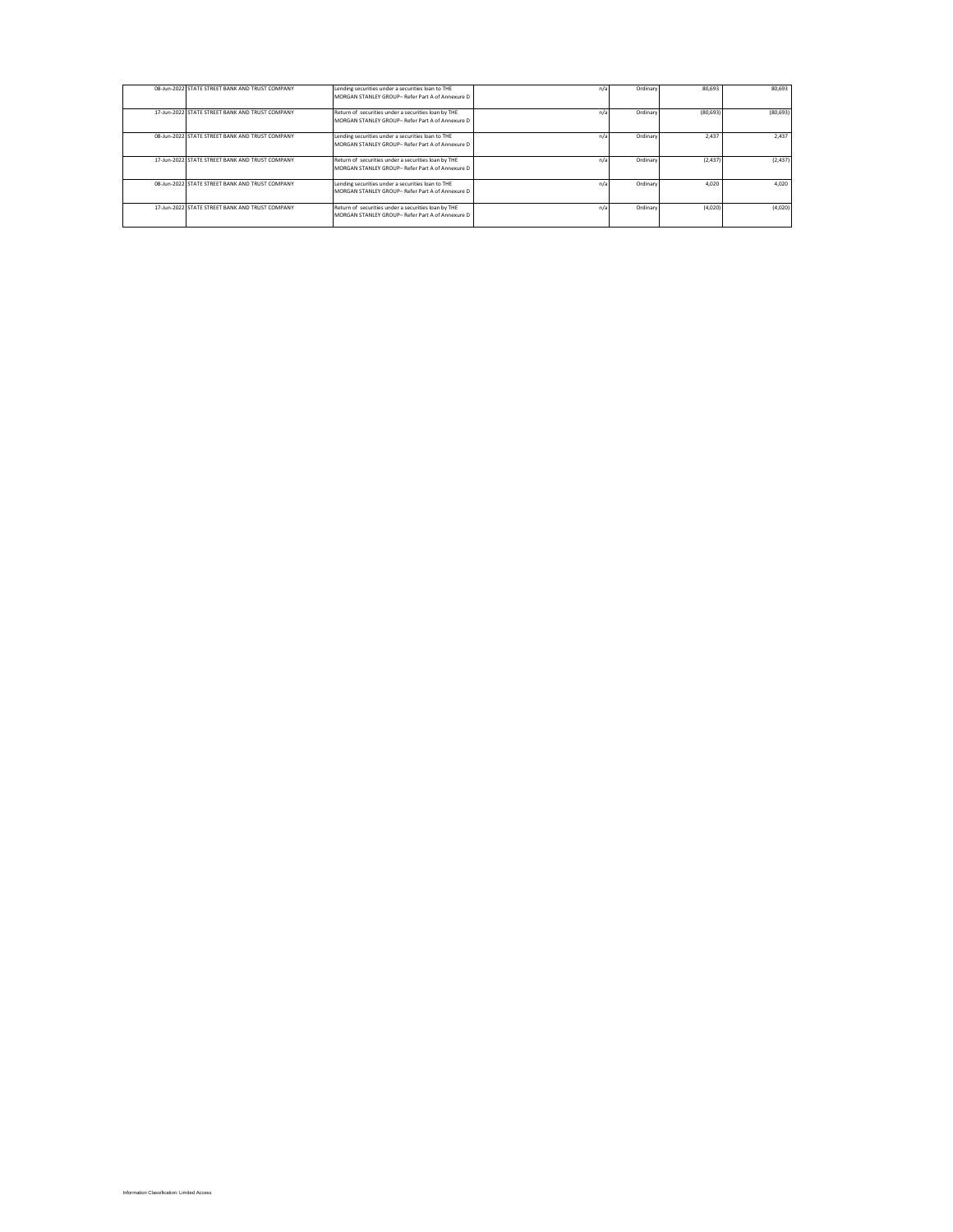| | | | | | | |
|---|---|---|---|---|---|---|
| 08-Jun-2022 | STATE STREET BANK AND TRUST COMPANY | Lending securities under a securities loan to THE MORGAN STANLEY GROUP– Refer Part A of Annexure D | n/a | Ordinary | 80,693 | 80,693 |
| 17-Jun-2022 | STATE STREET BANK AND TRUST COMPANY | Return of securities under a securities loan by THE MORGAN STANLEY GROUP– Refer Part A of Annexure D | n/a | Ordinary | (80,693) | (80,693) |
| 08-Jun-2022 | STATE STREET BANK AND TRUST COMPANY | Lending securities under a securities loan to THE MORGAN STANLEY GROUP– Refer Part A of Annexure D | n/a | Ordinary | 2,437 | 2,437 |
| 17-Jun-2022 | STATE STREET BANK AND TRUST COMPANY | Return of securities under a securities loan by THE MORGAN STANLEY GROUP– Refer Part A of Annexure D | n/a | Ordinary | (2,437) | (2,437) |
| 08-Jun-2022 | STATE STREET BANK AND TRUST COMPANY | Lending securities under a securities loan to THE MORGAN STANLEY GROUP– Refer Part A of Annexure D | n/a | Ordinary | 4,020 | 4,020 |
| 17-Jun-2022 | STATE STREET BANK AND TRUST COMPANY | Return of securities under a securities loan by THE MORGAN STANLEY GROUP– Refer Part A of Annexure D | n/a | Ordinary | (4,020) | (4,020) |

Information Classification: Limited Access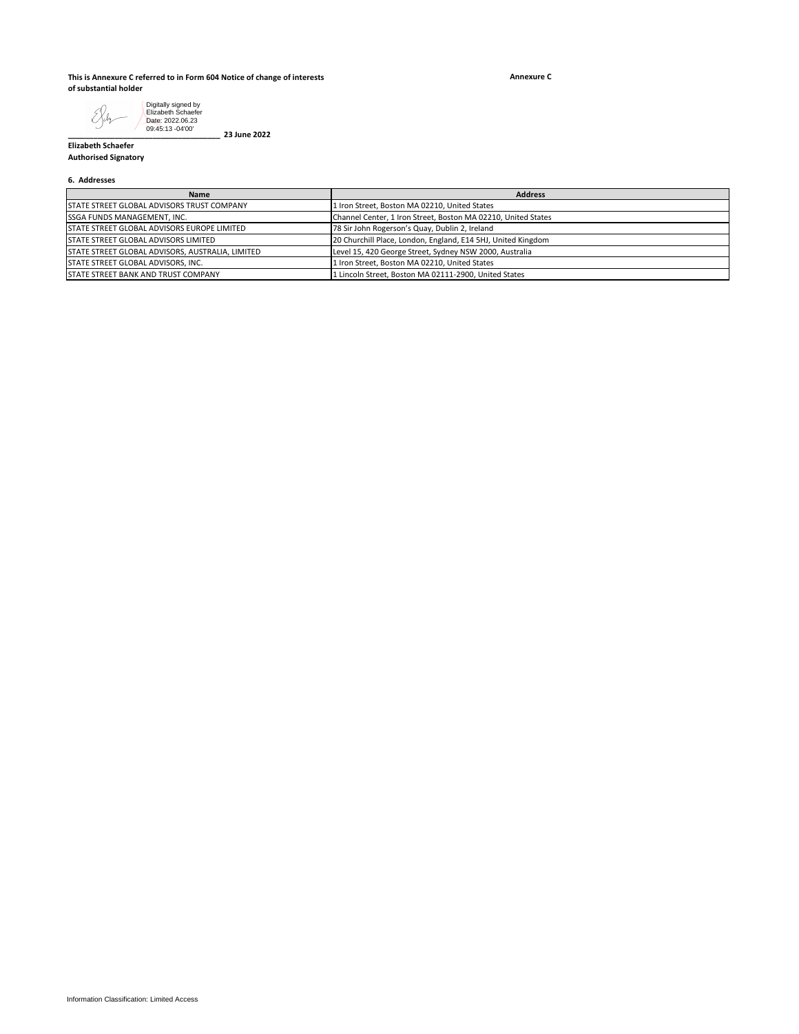**This is Annexure C referred to in Form 604 Notice of change of interests of substantial holder**

**Annexure C**

Digitally signed by Elizabeth Schaefer
Date: 2022.06.23 09:45:13 -04'00'

_________________________________ **23 June 2022**

**Elizabeth Schaefer**
**Authorised Signatory**

**6. Addresses**

| Name | Address |
|---|---|
| STATE STREET GLOBAL ADVISORS TRUST COMPANY | 1 Iron Street, Boston MA 02210, United States |
| SSGA FUNDS MANAGEMENT, INC. | Channel Center, 1 Iron Street, Boston MA 02210, United States |
| STATE STREET GLOBAL ADVISORS EUROPE LIMITED | 78 Sir John Rogerson's Quay, Dublin 2, Ireland |
| STATE STREET GLOBAL ADVISORS LIMITED | 20 Churchill Place, London, England, E14 5HJ, United Kingdom |
| STATE STREET GLOBAL ADVISORS, AUSTRALIA, LIMITED | Level 15, 420 George Street, Sydney NSW 2000, Australia |
| STATE STREET GLOBAL ADVISORS, INC. | 1 Iron Street, Boston MA 02210, United States |
| STATE STREET BANK AND TRUST COMPANY | 1 Lincoln Street, Boston MA 02111-2900, United States |

Information Classification: Limited Access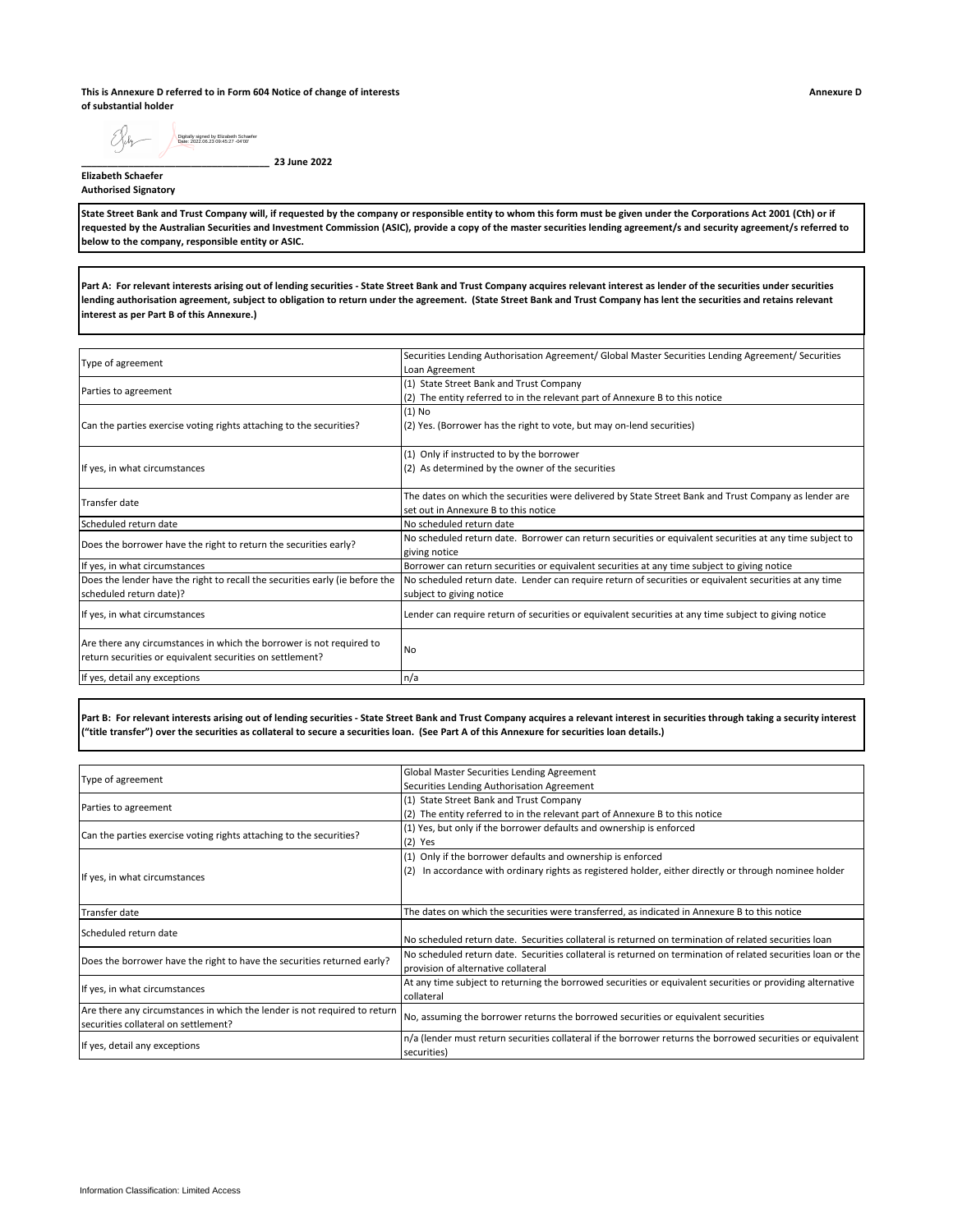**This is Annexure D referred to in Form 604 Notice of change of interests of substantial holder**

**Annexure D**

Digitally signed by Elizabeth Schaefer
Date: 2022.06.23 09:45:27 -04'00'

_________________________________ **23 June 2022**

**Elizabeth Schaefer**
**Authorised Signatory**

**State Street Bank and Trust Company will, if requested by the company or responsible entity to whom this form must be given under the Corporations Act 2001 (Cth) or if requested by the Australian Securities and Investment Commission (ASIC), provide a copy of the master securities lending agreement/s and security agreement/s referred to below to the company, responsible entity or ASIC.**

**Part A: For relevant interests arising out of lending securities - State Street Bank and Trust Company acquires relevant interest as lender of the securities under securities lending authorisation agreement, subject to obligation to return under the agreement. (State Street Bank and Trust Company has lent the securities and retains relevant interest as per Part B of this Annexure.)**

| | |
|---|---|
| Type of agreement | Securities Lending Authorisation Agreement/ Global Master Securities Lending Agreement/ Securities Loan Agreement |
| Parties to agreement | (1) State Street Bank and Trust Company<br>(2) The entity referred to in the relevant part of Annexure B to this notice |
| Can the parties exercise voting rights attaching to the securities? | (1) No<br>(2) Yes. (Borrower has the right to vote, but may on-lend securities) |
| If yes, in what circumstances | (1) Only if instructed to by the borrower<br>(2) As determined by the owner of the securities |
| Transfer date | The dates on which the securities were delivered by State Street Bank and Trust Company as lender are set out in Annexure B to this notice |
| Scheduled return date | No scheduled return date |
| Does the borrower have the right to return the securities early? | No scheduled return date. Borrower can return securities or equivalent securities at any time subject to giving notice |
| If yes, in what circumstances | Borrower can return securities or equivalent securities at any time subject to giving notice |
| Does the lender have the right to recall the securities early (ie before the scheduled return date)? | No scheduled return date. Lender can require return of securities or equivalent securities at any time subject to giving notice |
| If yes, in what circumstances | Lender can require return of securities or equivalent securities at any time subject to giving notice |
| Are there any circumstances in which the borrower is not required to return securities or equivalent securities on settlement? | No |
| If yes, detail any exceptions | n/a |

**Part B: For relevant interests arising out of lending securities - State Street Bank and Trust Company acquires a relevant interest in securities through taking a security interest ("title transfer") over the securities as collateral to secure a securities loan. (See Part A of this Annexure for securities loan details.)**

| | |
|---|---|
| Type of agreement | Global Master Securities Lending Agreement<br>Securities Lending Authorisation Agreement |
| Parties to agreement | (1) State Street Bank and Trust Company<br>(2) The entity referred to in the relevant part of Annexure B to this notice |
| Can the parties exercise voting rights attaching to the securities? | (1) Yes, but only if the borrower defaults and ownership is enforced<br>(2) Yes |
| If yes, in what circumstances | (1) Only if the borrower defaults and ownership is enforced<br>(2) In accordance with ordinary rights as registered holder, either directly or through nominee holder |
| Transfer date | The dates on which the securities were transferred, as indicated in Annexure B to this notice |
| Scheduled return date | No scheduled return date. Securities collateral is returned on termination of related securities loan |
| Does the borrower have the right to have the securities returned early? | No scheduled return date. Securities collateral is returned on termination of related securities loan or the provision of alternative collateral |
| If yes, in what circumstances | At any time subject to returning the borrowed securities or equivalent securities or providing alternative collateral |
| Are there any circumstances in which the lender is not required to return securities collateral on settlement? | No, assuming the borrower returns the borrowed securities or equivalent securities |
| If yes, detail any exceptions | n/a (lender must return securities collateral if the borrower returns the borrowed securities or equivalent securities) |

Information Classification: Limited Access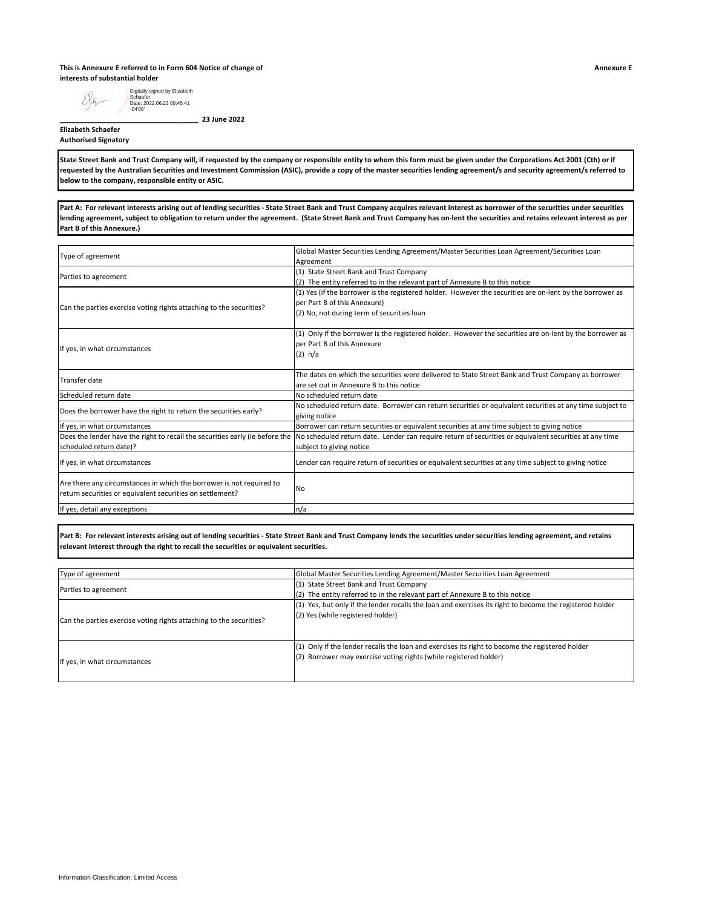**This is Annexure E referred to in Form 604 Notice of change of interests of substantial holder**

**Annexure E**

Digitally signed by Elizabeth Schaefer
Date: 2022.06.23 09:45:41 -04'00'

_________________________________ **23 June 2022**

**Elizabeth Schaefer**
**Authorised Signatory**

**State Street Bank and Trust Company will, if requested by the company or responsible entity to whom this form must be given under the Corporations Act 2001 (Cth) or if requested by the Australian Securities and Investment Commission (ASIC), provide a copy of the master securities lending agreement/s and security agreement/s referred to below to the company, responsible entity or ASIC.**

**Part A: For relevant interests arising out of lending securities - State Street Bank and Trust Company acquires relevant interest as borrower of the securities under securities lending agreement, subject to obligation to return under the agreement. (State Street Bank and Trust Company has on-lent the securities and retains relevant interest as per Part B of this Annexure.)**

| | |
|---|---|
| Type of agreement | Global Master Securities Lending Agreement/Master Securities Loan Agreement/Securities Loan Agreement |
| Parties to agreement | (1) State Street Bank and Trust Company<br>(2) The entity referred to in the relevant part of Annexure B to this notice |
| Can the parties exercise voting rights attaching to the securities? | (1) Yes (if the borrower is the registered holder. However the securities are on-lent by the borrower as per Part B of this Annexure)<br>(2) No, not during term of securities loan |
| If yes, in what circumstances | (1) Only if the borrower is the registered holder. However the securities are on-lent by the borrower as per Part B of this Annexure<br>(2) n/a |
| Transfer date | The dates on which the securities were delivered to State Street Bank and Trust Company as borrower are set out in Annexure B to this notice |
| Scheduled return date | No scheduled return date |
| Does the borrower have the right to return the securities early? | No scheduled return date. Borrower can return securities or equivalent securities at any time subject to giving notice |
| If yes, in what circumstances | Borrower can return securities or equivalent securities at any time subject to giving notice |
| Does the lender have the right to recall the securities early (ie before the scheduled return date)? | No scheduled return date. Lender can require return of securities or equivalent securities at any time subject to giving notice |
| If yes, in what circumstances | Lender can require return of securities or equivalent securities at any time subject to giving notice |
| Are there any circumstances in which the borrower is not required to return securities or equivalent securities on settlement? | No |
| If yes, detail any exceptions | n/a |

**Part B: For relevant interests arising out of lending securities - State Street Bank and Trust Company lends the securities under securities lending agreement, and retains relevant interest through the right to recall the securities or equivalent securities.**

| | |
|---|---|
| Type of agreement | Global Master Securities Lending Agreement/Master Securities Loan Agreement |
| Parties to agreement | (1) State Street Bank and Trust Company<br>(2) The entity referred to in the relevant part of Annexure B to this notice |
| Can the parties exercise voting rights attaching to the securities? | (1) Yes, but only if the lender recalls the loan and exercises its right to become the registered holder<br>(2) Yes (while registered holder) |
| If yes, in what circumstances | (1) Only if the lender recalls the loan and exercises its right to become the registered holder<br>(2) Borrower may exercise voting rights (while registered holder) |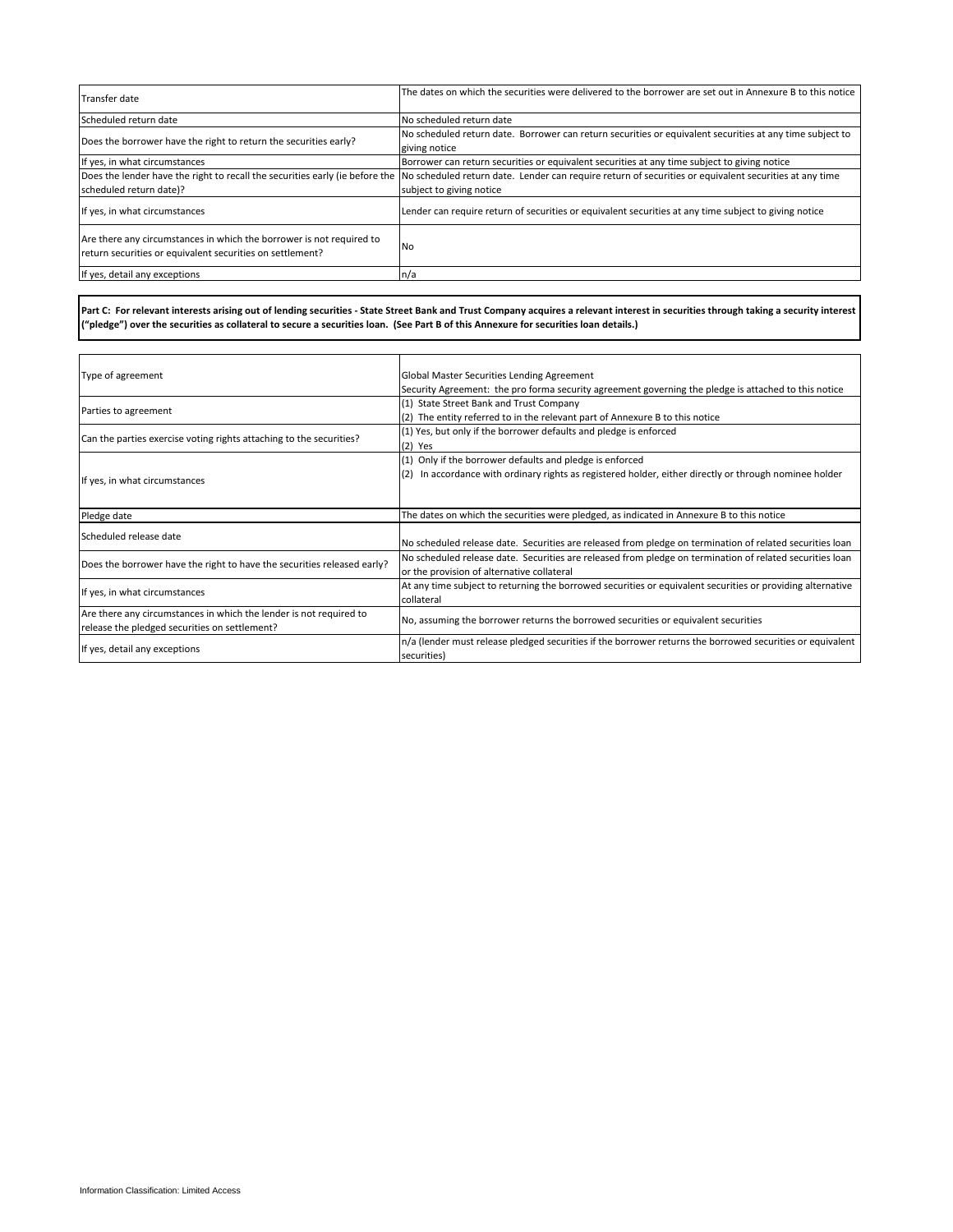| | |
|---|---|
| Transfer date | The dates on which the securities were delivered to the borrower are set out in Annexure B to this notice |
| Scheduled return date | No scheduled return date |
| Does the borrower have the right to return the securities early? | No scheduled return date. Borrower can return securities or equivalent securities at any time subject to giving notice |
| If yes, in what circumstances | Borrower can return securities or equivalent securities at any time subject to giving notice |
| Does the lender have the right to recall the securities early (ie before the scheduled return date)? | No scheduled return date. Lender can require return of securities or equivalent securities at any time subject to giving notice |
| If yes, in what circumstances | Lender can require return of securities or equivalent securities at any time subject to giving notice |
| Are there any circumstances in which the borrower is not required to return securities or equivalent securities on settlement? | No |
| If yes, detail any exceptions | n/a |

**Part C: For relevant interests arising out of lending securities - State Street Bank and Trust Company acquires a relevant interest in securities through taking a security interest ("pledge") over the securities as collateral to secure a securities loan. (See Part B of this Annexure for securities loan details.)**

| | |
|---|---|
| Type of agreement | Global Master Securities Lending Agreement<br>Security Agreement: the pro forma security agreement governing the pledge is attached to this notice |
| Parties to agreement | (1) State Street Bank and Trust Company<br>(2) The entity referred to in the relevant part of Annexure B to this notice |
| Can the parties exercise voting rights attaching to the securities? | (1) Yes, but only if the borrower defaults and pledge is enforced<br>(2) Yes |
| If yes, in what circumstances | (1) Only if the borrower defaults and pledge is enforced<br>(2) In accordance with ordinary rights as registered holder, either directly or through nominee holder |
| Pledge date | The dates on which the securities were pledged, as indicated in Annexure B to this notice |
| Scheduled release date | No scheduled release date. Securities are released from pledge on termination of related securities loan |
| Does the borrower have the right to have the securities released early? | No scheduled release date. Securities are released from pledge on termination of related securities loan or the provision of alternative collateral |
| If yes, in what circumstances | At any time subject to returning the borrowed securities or equivalent securities or providing alternative collateral |
| Are there any circumstances in which the lender is not required to release the pledged securities on settlement? | No, assuming the borrower returns the borrowed securities or equivalent securities |
| If yes, detail any exceptions | n/a (lender must release pledged securities if the borrower returns the borrowed securities or equivalent securities) |

Information Classification: Limited Access